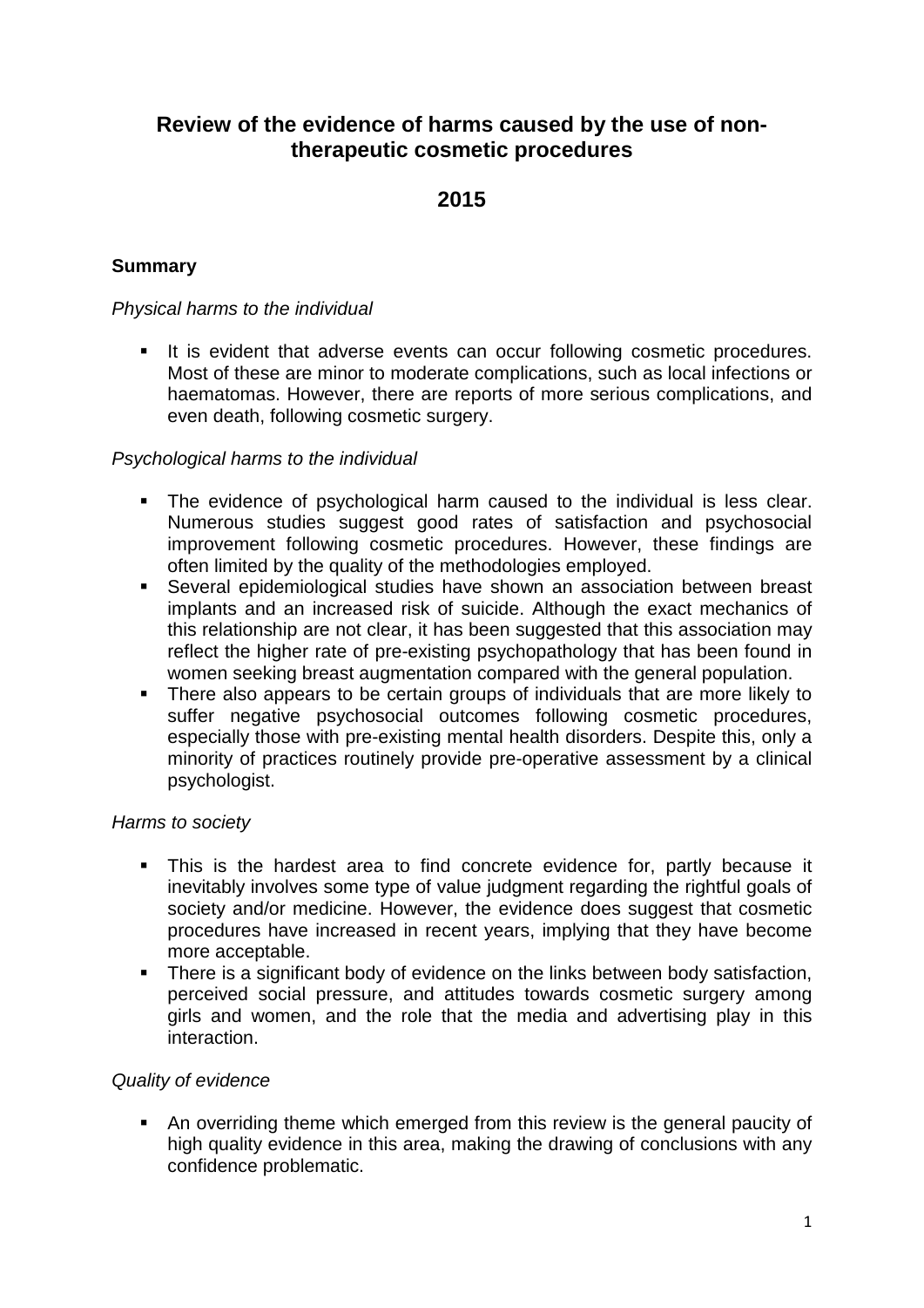# Review of the evidence of harms caused by the use of non-therapeutic cosmetic procedures

## 2015

### Summary

*Physical harms to the individual*

- It is evident that adverse events can occur following cosmetic procedures. Most of these are minor to moderate complications, such as local infections or haematomas. However, there are reports of more serious complications, and even death, following cosmetic surgery.

*Psychological harms to the individual*

- The evidence of psychological harm caused to the individual is less clear. Numerous studies suggest good rates of satisfaction and psychosocial improvement following cosmetic procedures. However, these findings are often limited by the quality of the methodologies employed.
- Several epidemiological studies have shown an association between breast implants and an increased risk of suicide. Although the exact mechanics of this relationship are not clear, it has been suggested that this association may reflect the higher rate of pre-existing psychopathology that has been found in women seeking breast augmentation compared with the general population.
- There also appears to be certain groups of individuals that are more likely to suffer negative psychosocial outcomes following cosmetic procedures, especially those with pre-existing mental health disorders. Despite this, only a minority of practices routinely provide pre-operative assessment by a clinical psychologist.

*Harms to society*

- This is the hardest area to find concrete evidence for, partly because it inevitably involves some type of value judgment regarding the rightful goals of society and/or medicine. However, the evidence does suggest that cosmetic procedures have increased in recent years, implying that they have become more acceptable.
- There is a significant body of evidence on the links between body satisfaction, perceived social pressure, and attitudes towards cosmetic surgery among girls and women, and the role that the media and advertising play in this interaction.

*Quality of evidence*

- An overriding theme which emerged from this review is the general paucity of high quality evidence in this area, making the drawing of conclusions with any confidence problematic.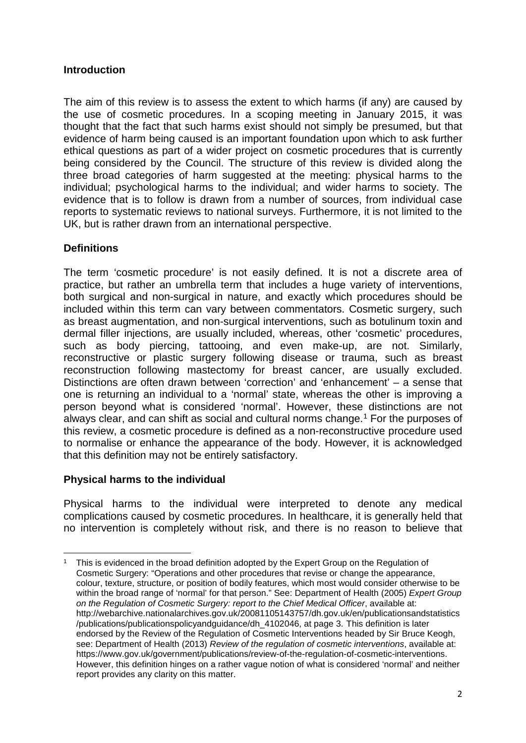## Introduction

The aim of this review is to assess the extent to which harms (if any) are caused by the use of cosmetic procedures. In a scoping meeting in January 2015, it was thought that the fact that such harms exist should not simply be presumed, but that evidence of harm being caused is an important foundation upon which to ask further ethical questions as part of a wider project on cosmetic procedures that is currently being considered by the Council. The structure of this review is divided along the three broad categories of harm suggested at the meeting: physical harms to the individual; psychological harms to the individual; and wider harms to society. The evidence that is to follow is drawn from a number of sources, from individual case reports to systematic reviews to national surveys. Furthermore, it is not limited to the UK, but is rather drawn from an international perspective.

## Definitions

The term 'cosmetic procedure' is not easily defined. It is not a discrete area of practice, but rather an umbrella term that includes a huge variety of interventions, both surgical and non-surgical in nature, and exactly which procedures should be included within this term can vary between commentators. Cosmetic surgery, such as breast augmentation, and non-surgical interventions, such as botulinum toxin and dermal filler injections, are usually included, whereas, other 'cosmetic' procedures, such as body piercing, tattooing, and even make-up, are not. Similarly, reconstructive or plastic surgery following disease or trauma, such as breast reconstruction following mastectomy for breast cancer, are usually excluded. Distinctions are often drawn between 'correction' and 'enhancement' – a sense that one is returning an individual to a 'normal' state, whereas the other is improving a person beyond what is considered 'normal'. However, these distinctions are not always clear, and can shift as social and cultural norms change.[1] For the purposes of this review, a cosmetic procedure is defined as a non-reconstructive procedure used to normalise or enhance the appearance of the body. However, it is acknowledged that this definition may not be entirely satisfactory.

## Physical harms to the individual

Physical harms to the individual were interpreted to denote any medical complications caused by cosmetic procedures. In healthcare, it is generally held that no intervention is completely without risk, and there is no reason to believe that

---

[1] This is evidenced in the broad definition adopted by the Expert Group on the Regulation of Cosmetic Surgery: "Operations and other procedures that revise or change the appearance, colour, texture, structure, or position of bodily features, which most would consider otherwise to be within the broad range of 'normal' for that person." See: Department of Health (2005) *Expert Group on the Regulation of Cosmetic Surgery: report to the Chief Medical Officer*, available at: http://webarchive.nationalarchives.gov.uk/20081105143757/dh.gov.uk/en/publicationsandstatistics/publications/publicationspolicyandguidance/dh_4102046, at page 3. This definition is later endorsed by the Review of the Regulation of Cosmetic Interventions headed by Sir Bruce Keogh, see: Department of Health (2013) *Review of the regulation of cosmetic interventions*, available at: https://www.gov.uk/government/publications/review-of-the-regulation-of-cosmetic-interventions. However, this definition hinges on a rather vague notion of what is considered 'normal' and neither report provides any clarity on this matter.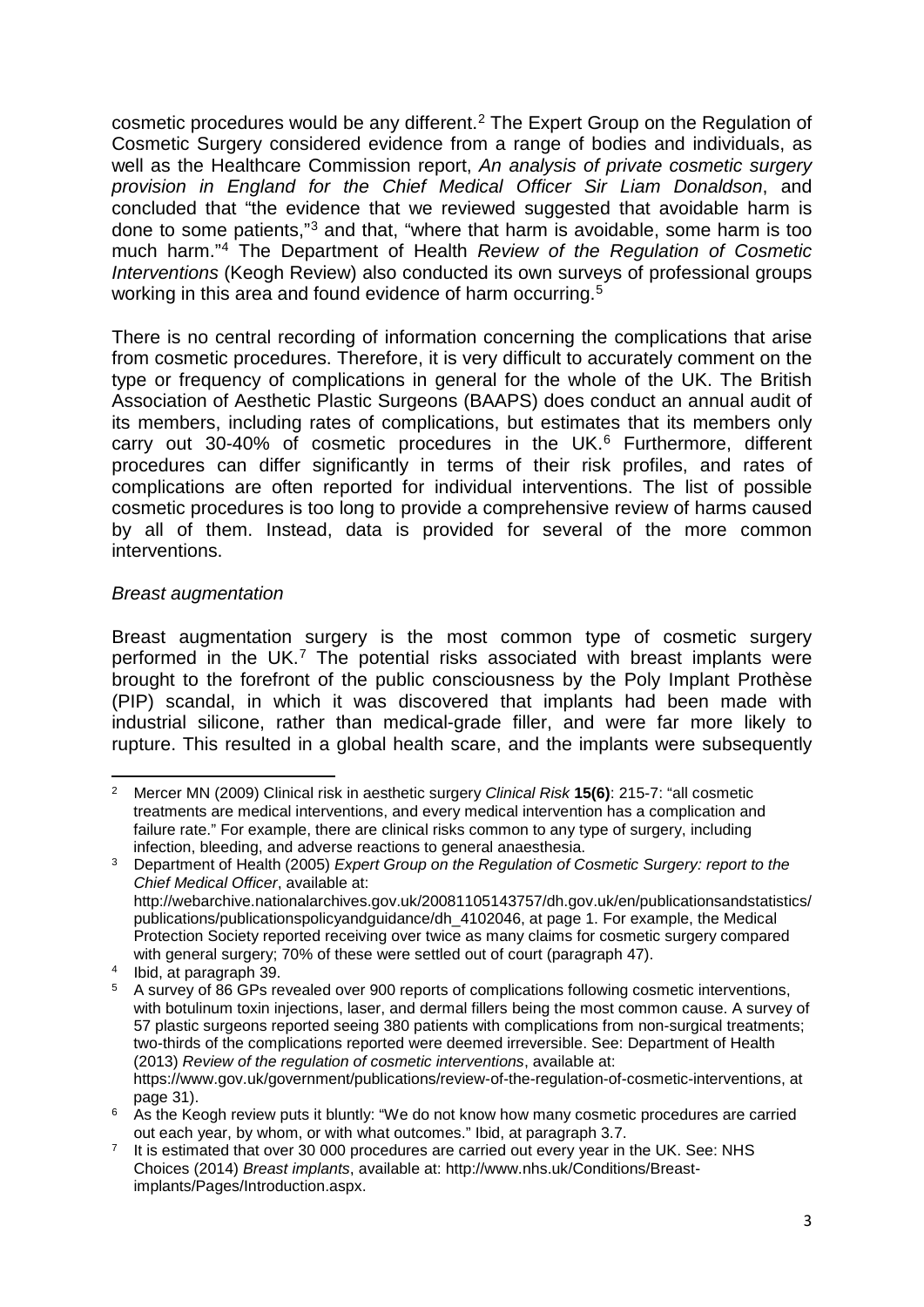cosmetic procedures would be any different.[2] The Expert Group on the Regulation of Cosmetic Surgery considered evidence from a range of bodies and individuals, as well as the Healthcare Commission report, *An analysis of private cosmetic surgery provision in England for the Chief Medical Officer Sir Liam Donaldson*, and concluded that "the evidence that we reviewed suggested that avoidable harm is done to some patients,"[3] and that, "where that harm is avoidable, some harm is too much harm."[4] The Department of Health *Review of the Regulation of Cosmetic Interventions* (Keogh Review) also conducted its own surveys of professional groups working in this area and found evidence of harm occurring.[5]

There is no central recording of information concerning the complications that arise from cosmetic procedures. Therefore, it is very difficult to accurately comment on the type or frequency of complications in general for the whole of the UK. The British Association of Aesthetic Plastic Surgeons (BAAPS) does conduct an annual audit of its members, including rates of complications, but estimates that its members only carry out 30-40% of cosmetic procedures in the UK.[6] Furthermore, different procedures can differ significantly in terms of their risk profiles, and rates of complications are often reported for individual interventions. The list of possible cosmetic procedures is too long to provide a comprehensive review of harms caused by all of them. Instead, data is provided for several of the more common interventions.

*Breast augmentation*

Breast augmentation surgery is the most common type of cosmetic surgery performed in the UK.[7] The potential risks associated with breast implants were brought to the forefront of the public consciousness by the Poly Implant Prothèse (PIP) scandal, in which it was discovered that implants had been made with industrial silicone, rather than medical-grade filler, and were far more likely to rupture. This resulted in a global health scare, and the implants were subsequently

---

[2] Mercer MN (2009) Clinical risk in aesthetic surgery *Clinical Risk* **15(6)**: 215-7: "all cosmetic treatments are medical interventions, and every medical intervention has a complication and failure rate." For example, there are clinical risks common to any type of surgery, including infection, bleeding, and adverse reactions to general anaesthesia.

[3] Department of Health (2005) *Expert Group on the Regulation of Cosmetic Surgery: report to the Chief Medical Officer*, available at: http://webarchive.nationalarchives.gov.uk/20081105143757/dh.gov.uk/en/publicationsandstatistics/publications/publicationspolicyandguidance/dh_4102046, at page 1. For example, the Medical Protection Society reported receiving over twice as many claims for cosmetic surgery compared with general surgery; 70% of these were settled out of court (paragraph 47).

[4] Ibid, at paragraph 39.

[5] A survey of 86 GPs revealed over 900 reports of complications following cosmetic interventions, with botulinum toxin injections, laser, and dermal fillers being the most common cause. A survey of 57 plastic surgeons reported seeing 380 patients with complications from non-surgical treatments; two-thirds of the complications reported were deemed irreversible. See: Department of Health (2013) *Review of the regulation of cosmetic interventions*, available at: https://www.gov.uk/government/publications/review-of-the-regulation-of-cosmetic-interventions, at page 31).

[6] As the Keogh review puts it bluntly: "We do not know how many cosmetic procedures are carried out each year, by whom, or with what outcomes." Ibid, at paragraph 3.7.

[7] It is estimated that over 30 000 procedures are carried out every year in the UK. See: NHS Choices (2014) *Breast implants*, available at: http://www.nhs.uk/Conditions/Breast-implants/Pages/Introduction.aspx.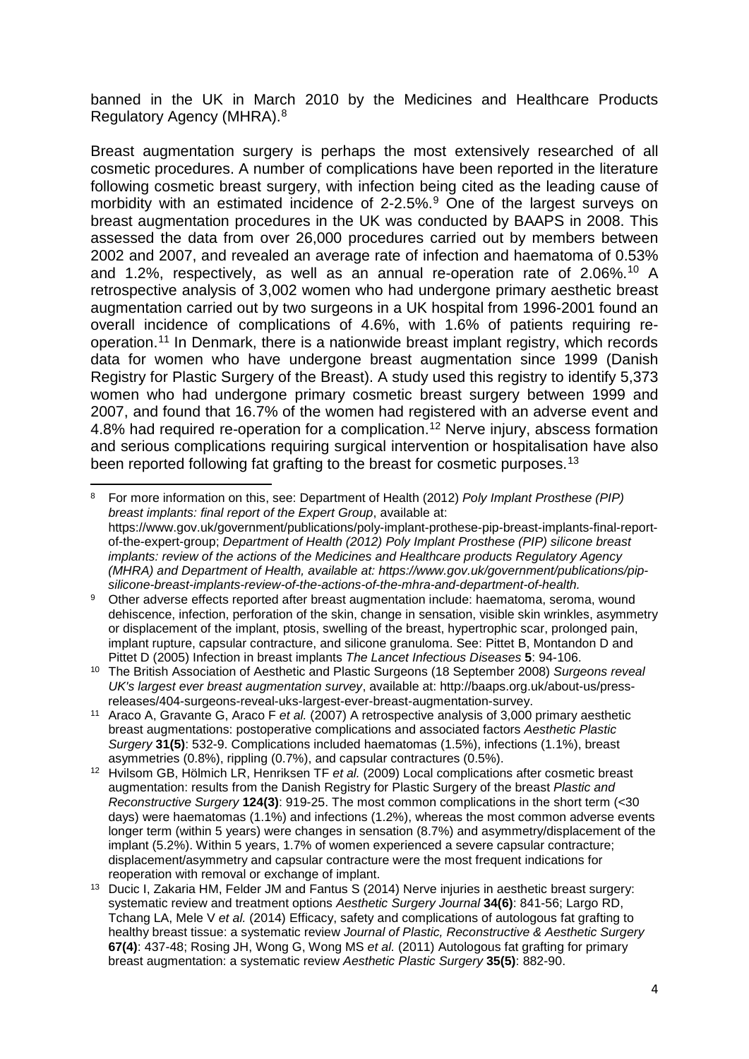banned in the UK in March 2010 by the Medicines and Healthcare Products Regulatory Agency (MHRA).[8]

Breast augmentation surgery is perhaps the most extensively researched of all cosmetic procedures. A number of complications have been reported in the literature following cosmetic breast surgery, with infection being cited as the leading cause of morbidity with an estimated incidence of 2-2.5%.[9] One of the largest surveys on breast augmentation procedures in the UK was conducted by BAAPS in 2008. This assessed the data from over 26,000 procedures carried out by members between 2002 and 2007, and revealed an average rate of infection and haematoma of 0.53% and 1.2%, respectively, as well as an annual re-operation rate of 2.06%.[10] A retrospective analysis of 3,002 women who had undergone primary aesthetic breast augmentation carried out by two surgeons in a UK hospital from 1996-2001 found an overall incidence of complications of 4.6%, with 1.6% of patients requiring re-operation.[11] In Denmark, there is a nationwide breast implant registry, which records data for women who have undergone breast augmentation since 1999 (Danish Registry for Plastic Surgery of the Breast). A study used this registry to identify 5,373 women who had undergone primary cosmetic breast surgery between 1999 and 2007, and found that 16.7% of the women had registered with an adverse event and 4.8% had required re-operation for a complication.[12] Nerve injury, abscess formation and serious complications requiring surgical intervention or hospitalisation have also been reported following fat grafting to the breast for cosmetic purposes.[13]

---

[8] For more information on this, see: Department of Health (2012) *Poly Implant Prosthese (PIP) breast implants: final report of the Expert Group*, available at: https://www.gov.uk/government/publications/poly-implant-prothese-pip-breast-implants-final-report-of-the-expert-group; *Department of Health (2012) Poly Implant Prosthese (PIP) silicone breast implants: review of the actions of the Medicines and Healthcare products Regulatory Agency (MHRA) and Department of Health, available at: https://www.gov.uk/government/publications/pip-silicone-breast-implants-review-of-the-actions-of-the-mhra-and-department-of-health.*

[9] Other adverse effects reported after breast augmentation include: haematoma, seroma, wound dehiscence, infection, perforation of the skin, change in sensation, visible skin wrinkles, asymmetry or displacement of the implant, ptosis, swelling of the breast, hypertrophic scar, prolonged pain, implant rupture, capsular contracture, and silicone granuloma. See: Pittet B, Montandon D and Pittet D (2005) Infection in breast implants *The Lancet Infectious Diseases* **5**: 94-106.

[10] The British Association of Aesthetic and Plastic Surgeons (18 September 2008) *Surgeons reveal UK's largest ever breast augmentation survey*, available at: http://baaps.org.uk/about-us/press-releases/404-surgeons-reveal-uks-largest-ever-breast-augmentation-survey.

[11] Araco A, Gravante G, Araco F *et al.* (2007) A retrospective analysis of 3,000 primary aesthetic breast augmentations: postoperative complications and associated factors *Aesthetic Plastic Surgery* **31(5)**: 532-9. Complications included haematomas (1.5%), infections (1.1%), breast asymmetries (0.8%), rippling (0.7%), and capsular contractures (0.5%).

[12] Hvilsom GB, Hölmich LR, Henriksen TF *et al.* (2009) Local complications after cosmetic breast augmentation: results from the Danish Registry for Plastic Surgery of the breast *Plastic and Reconstructive Surgery* **124(3)**: 919-25. The most common complications in the short term (<30 days) were haematomas (1.1%) and infections (1.2%), whereas the most common adverse events longer term (within 5 years) were changes in sensation (8.7%) and asymmetry/displacement of the implant (5.2%). Within 5 years, 1.7% of women experienced a severe capsular contracture; displacement/asymmetry and capsular contracture were the most frequent indications for reoperation with removal or exchange of implant.

[13] Ducic I, Zakaria HM, Felder JM and Fantus S (2014) Nerve injuries in aesthetic breast surgery: systematic review and treatment options *Aesthetic Surgery Journal* **34(6)**: 841-56; Largo RD, Tchang LA, Mele V *et al.* (2014) Efficacy, safety and complications of autologous fat grafting to healthy breast tissue: a systematic review *Journal of Plastic, Reconstructive & Aesthetic Surgery* **67(4)**: 437-48; Rosing JH, Wong G, Wong MS *et al.* (2011) Autologous fat grafting for primary breast augmentation: a systematic review *Aesthetic Plastic Surgery* **35(5)**: 882-90.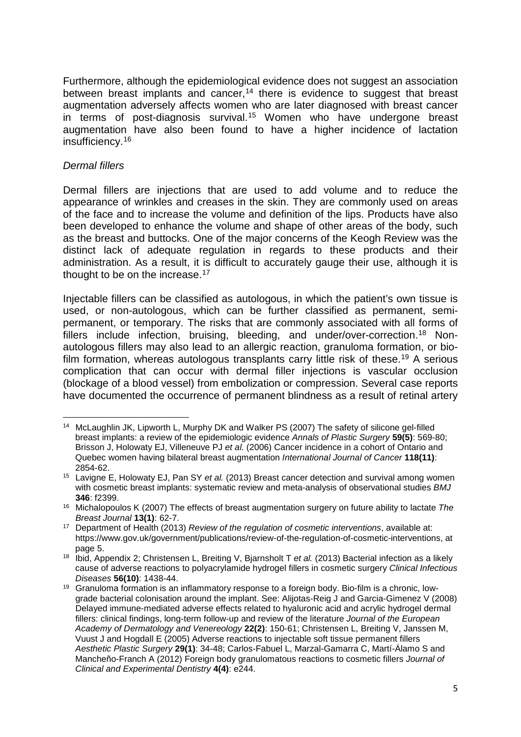Furthermore, although the epidemiological evidence does not suggest an association between breast implants and cancer,[14] there is evidence to suggest that breast augmentation adversely affects women who are later diagnosed with breast cancer in terms of post-diagnosis survival.[15] Women who have undergone breast augmentation have also been found to have a higher incidence of lactation insufficiency.[16]

*Dermal fillers*

Dermal fillers are injections that are used to add volume and to reduce the appearance of wrinkles and creases in the skin. They are commonly used on areas of the face and to increase the volume and definition of the lips. Products have also been developed to enhance the volume and shape of other areas of the body, such as the breast and buttocks. One of the major concerns of the Keogh Review was the distinct lack of adequate regulation in regards to these products and their administration. As a result, it is difficult to accurately gauge their use, although it is thought to be on the increase.[17]

Injectable fillers can be classified as autologous, in which the patient's own tissue is used, or non-autologous, which can be further classified as permanent, semi-permanent, or temporary. The risks that are commonly associated with all forms of fillers include infection, bruising, bleeding, and under/over-correction.[18] Non-autologous fillers may also lead to an allergic reaction, granuloma formation, or bio-film formation, whereas autologous transplants carry little risk of these.[19] A serious complication that can occur with dermal filler injections is vascular occlusion (blockage of a blood vessel) from embolization or compression. Several case reports have documented the occurrence of permanent blindness as a result of retinal artery

---

[14] McLaughlin JK, Lipworth L, Murphy DK and Walker PS (2007) The safety of silicone gel-filled breast implants: a review of the epidemiologic evidence *Annals of Plastic Surgery* **59(5)**: 569-80; Brisson J, Holowaty EJ, Villeneuve PJ *et al.* (2006) Cancer incidence in a cohort of Ontario and Quebec women having bilateral breast augmentation *International Journal of Cancer* **118(11)**: 2854-62.

[15] Lavigne E, Holowaty EJ, Pan SY *et al.* (2013) Breast cancer detection and survival among women with cosmetic breast implants: systematic review and meta-analysis of observational studies *BMJ* **346**: f2399.

[16] Michalopoulos K (2007) The effects of breast augmentation surgery on future ability to lactate *The Breast Journal* **13(1)**: 62-7.

[17] Department of Health (2013) *Review of the regulation of cosmetic interventions*, available at: https://www.gov.uk/government/publications/review-of-the-regulation-of-cosmetic-interventions, at page 5.

[18] Ibid, Appendix 2; Christensen L, Breiting V, Bjarnsholt T *et al.* (2013) Bacterial infection as a likely cause of adverse reactions to polyacrylamide hydrogel fillers in cosmetic surgery *Clinical Infectious Diseases* **56(10)**: 1438-44.

[19] Granuloma formation is an inflammatory response to a foreign body. Bio-film is a chronic, low-grade bacterial colonisation around the implant. See: Alijotas-Reig J and Garcia-Gimenez V (2008) Delayed immune-mediated adverse effects related to hyaluronic acid and acrylic hydrogel dermal fillers: clinical findings, long-term follow-up and review of the literature *Journal of the European Academy of Dermatology and Venereology* **22(2)**: 150-61; Christensen L, Breiting V, Janssen M, Vuust J and Hogdall E (2005) Adverse reactions to injectable soft tissue permanent fillers *Aesthetic Plastic Surgery* **29(1)**: 34-48; Carlos-Fabuel L, Marzal-Gamarra C, Martí-Álamo S and Mancheño-Franch A (2012) Foreign body granulomatous reactions to cosmetic fillers *Journal of Clinical and Experimental Dentistry* **4(4)**: e244.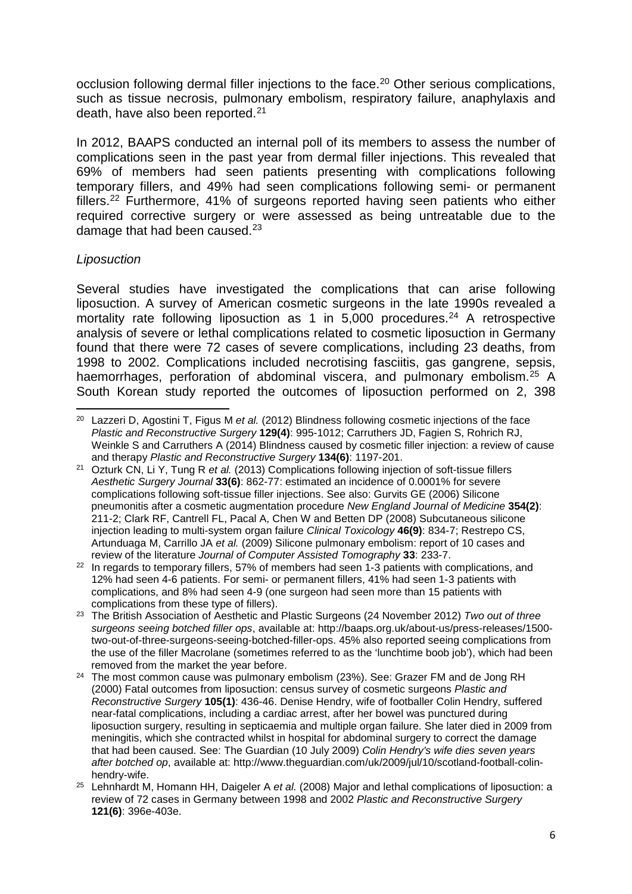occlusion following dermal filler injections to the face.[20] Other serious complications, such as tissue necrosis, pulmonary embolism, respiratory failure, anaphylaxis and death, have also been reported.[21]

In 2012, BAAPS conducted an internal poll of its members to assess the number of complications seen in the past year from dermal filler injections. This revealed that 69% of members had seen patients presenting with complications following temporary fillers, and 49% had seen complications following semi- or permanent fillers.[22] Furthermore, 41% of surgeons reported having seen patients who either required corrective surgery or were assessed as being untreatable due to the damage that had been caused.[23]

*Liposuction*

Several studies have investigated the complications that can arise following liposuction. A survey of American cosmetic surgeons in the late 1990s revealed a mortality rate following liposuction as 1 in 5,000 procedures.[24] A retrospective analysis of severe or lethal complications related to cosmetic liposuction in Germany found that there were 72 cases of severe complications, including 23 deaths, from 1998 to 2002. Complications included necrotising fasciitis, gas gangrene, sepsis, haemorrhages, perforation of abdominal viscera, and pulmonary embolism.[25] A South Korean study reported the outcomes of liposuction performed on 2, 398

---

[20] Lazzeri D, Agostini T, Figus M *et al.* (2012) Blindness following cosmetic injections of the face *Plastic and Reconstructive Surgery* **129(4)**: 995-1012; Carruthers JD, Fagien S, Rohrich RJ, Weinkle S and Carruthers A (2014) Blindness caused by cosmetic filler injection: a review of cause and therapy *Plastic and Reconstructive Surgery* **134(6)**: 1197-201.

[21] Ozturk CN, Li Y, Tung R *et al.* (2013) Complications following injection of soft-tissue fillers *Aesthetic Surgery Journal* **33(6)**: 862-77: estimated an incidence of 0.0001% for severe complications following soft-tissue filler injections. See also: Gurvits GE (2006) Silicone pneumonitis after a cosmetic augmentation procedure *New England Journal of Medicine* **354(2)**: 211-2; Clark RF, Cantrell FL, Pacal A, Chen W and Betten DP (2008) Subcutaneous silicone injection leading to multi-system organ failure *Clinical Toxicology* **46(9)**: 834-7; Restrepo CS, Artunduaga M, Carrillo JA *et al.* (2009) Silicone pulmonary embolism: report of 10 cases and review of the literature *Journal of Computer Assisted Tomography* **33**: 233-7.

[22] In regards to temporary fillers, 57% of members had seen 1-3 patients with complications, and 12% had seen 4-6 patients. For semi- or permanent fillers, 41% had seen 1-3 patients with complications, and 8% had seen 4-9 (one surgeon had seen more than 15 patients with complications from these type of fillers).

[23] The British Association of Aesthetic and Plastic Surgeons (24 November 2012) *Two out of three surgeons seeing botched filler ops*, available at: http://baaps.org.uk/about-us/press-releases/1500-two-out-of-three-surgeons-seeing-botched-filler-ops. 45% also reported seeing complications from the use of the filler Macrolane (sometimes referred to as the 'lunchtime boob job'), which had been removed from the market the year before.

[24] The most common cause was pulmonary embolism (23%). See: Grazer FM and de Jong RH (2000) Fatal outcomes from liposuction: census survey of cosmetic surgeons *Plastic and Reconstructive Surgery* **105(1)**: 436-46. Denise Hendry, wife of footballer Colin Hendry, suffered near-fatal complications, including a cardiac arrest, after her bowel was punctured during liposuction surgery, resulting in septicaemia and multiple organ failure. She later died in 2009 from meningitis, which she contracted whilst in hospital for abdominal surgery to correct the damage that had been caused. See: The Guardian (10 July 2009) *Colin Hendry's wife dies seven years after botched op*, available at: http://www.theguardian.com/uk/2009/jul/10/scotland-football-colin-hendry-wife.

[25] Lehnhardt M, Homann HH, Daigeler A *et al.* (2008) Major and lethal complications of liposuction: a review of 72 cases in Germany between 1998 and 2002 *Plastic and Reconstructive Surgery* **121(6)**: 396e-403e.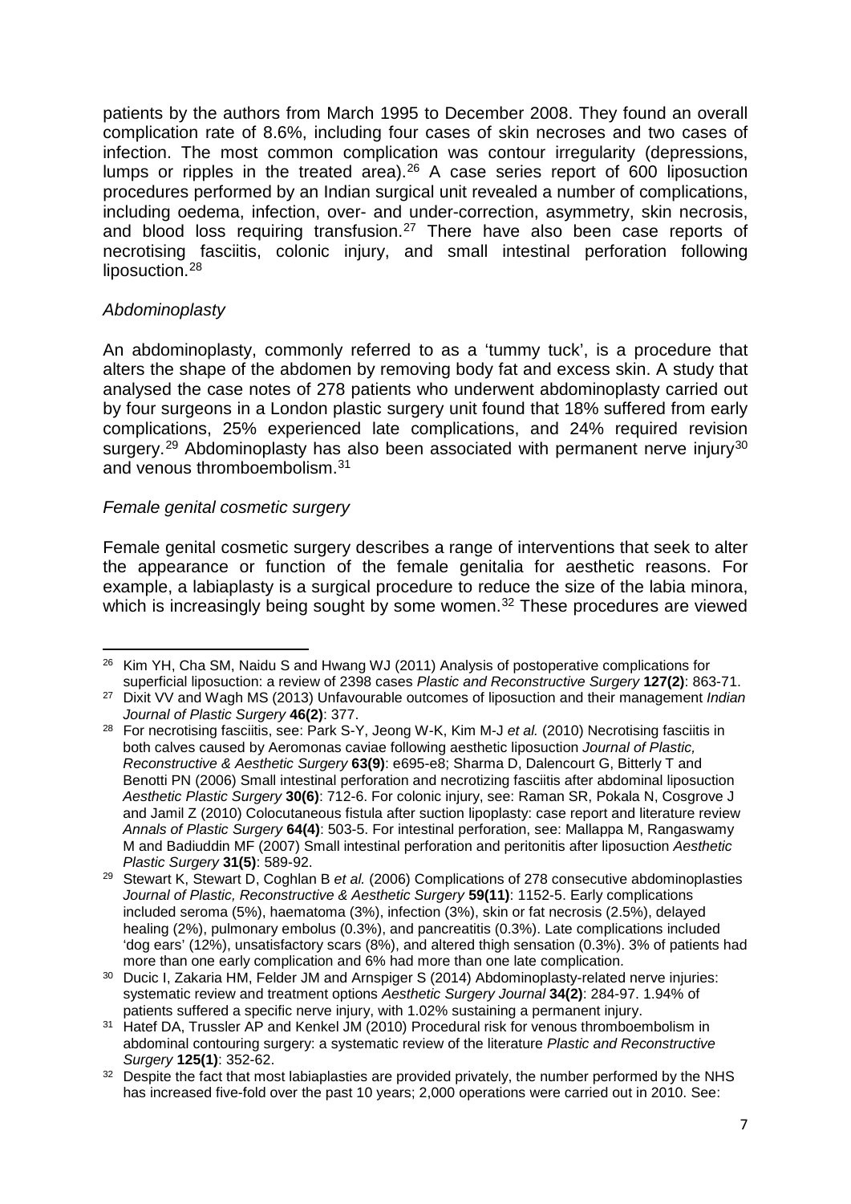patients by the authors from March 1995 to December 2008. They found an overall complication rate of 8.6%, including four cases of skin necroses and two cases of infection. The most common complication was contour irregularity (depressions, lumps or ripples in the treated area).[26] A case series report of 600 liposuction procedures performed by an Indian surgical unit revealed a number of complications, including oedema, infection, over- and under-correction, asymmetry, skin necrosis, and blood loss requiring transfusion.[27] There have also been case reports of necrotising fasciitis, colonic injury, and small intestinal perforation following liposuction.[28]

*Abdominoplasty*

An abdominoplasty, commonly referred to as a 'tummy tuck', is a procedure that alters the shape of the abdomen by removing body fat and excess skin. A study that analysed the case notes of 278 patients who underwent abdominoplasty carried out by four surgeons in a London plastic surgery unit found that 18% suffered from early complications, 25% experienced late complications, and 24% required revision surgery.[29] Abdominoplasty has also been associated with permanent nerve injury[30] and venous thromboembolism.[31]

*Female genital cosmetic surgery*

Female genital cosmetic surgery describes a range of interventions that seek to alter the appearance or function of the female genitalia for aesthetic reasons. For example, a labiaplasty is a surgical procedure to reduce the size of the labia minora, which is increasingly being sought by some women.[32] These procedures are viewed

---

[26] Kim YH, Cha SM, Naidu S and Hwang WJ (2011) Analysis of postoperative complications for superficial liposuction: a review of 2398 cases *Plastic and Reconstructive Surgery* **127(2)**: 863-71.

[27] Dixit VV and Wagh MS (2013) Unfavourable outcomes of liposuction and their management *Indian Journal of Plastic Surgery* **46(2)**: 377.

[28] For necrotising fasciitis, see: Park S-Y, Jeong W-K, Kim M-J *et al.* (2010) Necrotising fasciitis in both calves caused by Aeromonas caviae following aesthetic liposuction *Journal of Plastic, Reconstructive & Aesthetic Surgery* **63(9)**: e695-e8; Sharma D, Dalencourt G, Bitterly T and Benotti PN (2006) Small intestinal perforation and necrotizing fasciitis after abdominal liposuction *Aesthetic Plastic Surgery* **30(6)**: 712-6. For colonic injury, see: Raman SR, Pokala N, Cosgrove J and Jamil Z (2010) Colocutaneous fistula after suction lipoplasty: case report and literature review *Annals of Plastic Surgery* **64(4)**: 503-5. For intestinal perforation, see: Mallappa M, Rangaswamy M and Badiuddin MF (2007) Small intestinal perforation and peritonitis after liposuction *Aesthetic Plastic Surgery* **31(5)**: 589-92.

[29] Stewart K, Stewart D, Coghlan B *et al.* (2006) Complications of 278 consecutive abdominoplasties *Journal of Plastic, Reconstructive & Aesthetic Surgery* **59(11)**: 1152-5. Early complications included seroma (5%), haematoma (3%), infection (3%), skin or fat necrosis (2.5%), delayed healing (2%), pulmonary embolus (0.3%), and pancreatitis (0.3%). Late complications included 'dog ears' (12%), unsatisfactory scars (8%), and altered thigh sensation (0.3%). 3% of patients had more than one early complication and 6% had more than one late complication.

[30] Ducic I, Zakaria HM, Felder JM and Arnspiger S (2014) Abdominoplasty-related nerve injuries: systematic review and treatment options *Aesthetic Surgery Journal* **34(2)**: 284-97. 1.94% of patients suffered a specific nerve injury, with 1.02% sustaining a permanent injury.

[31] Hatef DA, Trussler AP and Kenkel JM (2010) Procedural risk for venous thromboembolism in abdominal contouring surgery: a systematic review of the literature *Plastic and Reconstructive Surgery* **125(1)**: 352-62.

[32] Despite the fact that most labiaplasties are provided privately, the number performed by the NHS has increased five-fold over the past 10 years; 2,000 operations were carried out in 2010. See: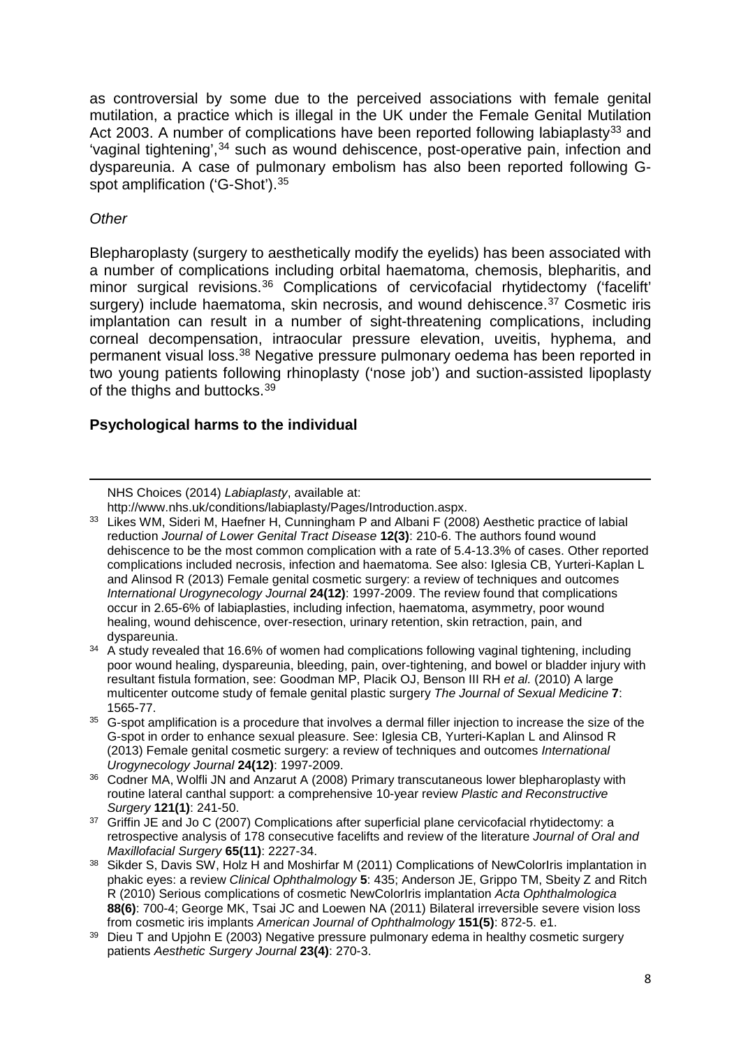as controversial by some due to the perceived associations with female genital mutilation, a practice which is illegal in the UK under the Female Genital Mutilation Act 2003. A number of complications have been reported following labiaplasty[33] and 'vaginal tightening',[34] such as wound dehiscence, post-operative pain, infection and dyspareunia. A case of pulmonary embolism has also been reported following G-spot amplification ('G-Shot').[35]

*Other*

Blepharoplasty (surgery to aesthetically modify the eyelids) has been associated with a number of complications including orbital haematoma, chemosis, blepharitis, and minor surgical revisions.[36] Complications of cervicofacial rhytidectomy ('facelift' surgery) include haematoma, skin necrosis, and wound dehiscence.[37] Cosmetic iris implantation can result in a number of sight-threatening complications, including corneal decompensation, intraocular pressure elevation, uveitis, hyphema, and permanent visual loss.[38] Negative pressure pulmonary oedema has been reported in two young patients following rhinoplasty ('nose job') and suction-assisted lipoplasty of the thighs and buttocks.[39]

**Psychological harms to the individual**

---

NHS Choices (2014) *Labiaplasty*, available at: http://www.nhs.uk/conditions/labiaplasty/Pages/Introduction.aspx.

[33] Likes WM, Sideri M, Haefner H, Cunningham P and Albani F (2008) Aesthetic practice of labial reduction *Journal of Lower Genital Tract Disease* **12(3)**: 210-6. The authors found wound dehiscence to be the most common complication with a rate of 5.4-13.3% of cases. Other reported complications included necrosis, infection and haematoma. See also: Iglesia CB, Yurteri-Kaplan L and Alinsod R (2013) Female genital cosmetic surgery: a review of techniques and outcomes *International Urogynecology Journal* **24(12)**: 1997-2009. The review found that complications occur in 2.65-6% of labiaplasties, including infection, haematoma, asymmetry, poor wound healing, wound dehiscence, over-resection, urinary retention, skin retraction, pain, and dyspareunia.

[34] A study revealed that 16.6% of women had complications following vaginal tightening, including poor wound healing, dyspareunia, bleeding, pain, over-tightening, and bowel or bladder injury with resultant fistula formation, see: Goodman MP, Placik OJ, Benson III RH *et al.* (2010) A large multicenter outcome study of female genital plastic surgery *The Journal of Sexual Medicine* **7**: 1565-77.

[35] G-spot amplification is a procedure that involves a dermal filler injection to increase the size of the G-spot in order to enhance sexual pleasure. See: Iglesia CB, Yurteri-Kaplan L and Alinsod R (2013) Female genital cosmetic surgery: a review of techniques and outcomes *International Urogynecology Journal* **24(12)**: 1997-2009.

[36] Codner MA, Wolfli JN and Anzarut A (2008) Primary transcutaneous lower blepharoplasty with routine lateral canthal support: a comprehensive 10-year review *Plastic and Reconstructive Surgery* **121(1)**: 241-50.

[37] Griffin JE and Jo C (2007) Complications after superficial plane cervicofacial rhytidectomy: a retrospective analysis of 178 consecutive facelifts and review of the literature *Journal of Oral and Maxillofacial Surgery* **65(11)**: 2227-34.

[38] Sikder S, Davis SW, Holz H and Moshirfar M (2011) Complications of NewColorIris implantation in phakic eyes: a review *Clinical Ophthalmology* **5**: 435; Anderson JE, Grippo TM, Sbeity Z and Ritch R (2010) Serious complications of cosmetic NewColorIris implantation *Acta Ophthalmologica* **88(6)**: 700-4; George MK, Tsai JC and Loewen NA (2011) Bilateral irreversible severe vision loss from cosmetic iris implants *American Journal of Ophthalmology* **151(5)**: 872-5. e1.

[39] Dieu T and Upjohn E (2003) Negative pressure pulmonary edema in healthy cosmetic surgery patients *Aesthetic Surgery Journal* **23(4)**: 270-3.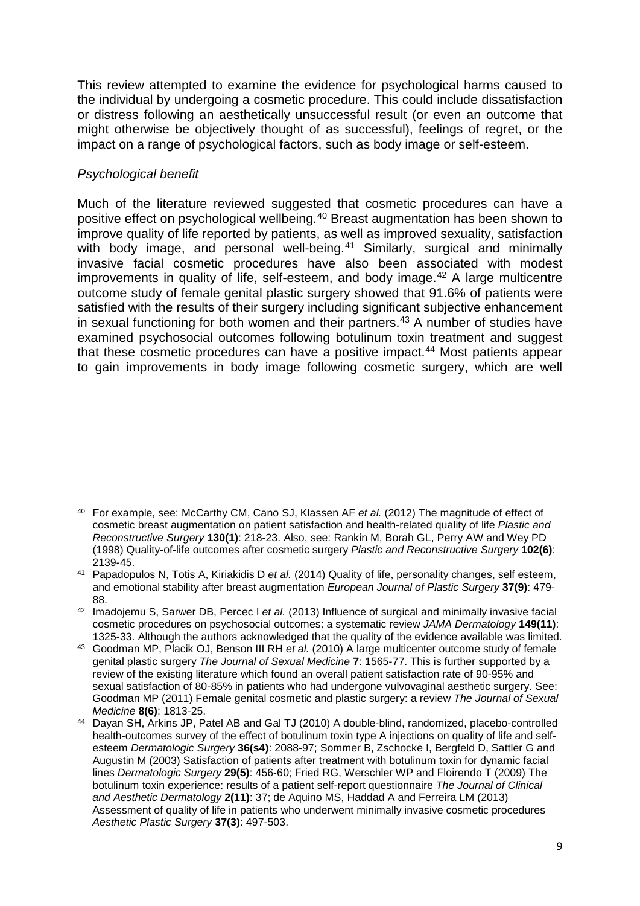This review attempted to examine the evidence for psychological harms caused to the individual by undergoing a cosmetic procedure. This could include dissatisfaction or distress following an aesthetically unsuccessful result (or even an outcome that might otherwise be objectively thought of as successful), feelings of regret, or the impact on a range of psychological factors, such as body image or self-esteem.

*Psychological benefit*

Much of the literature reviewed suggested that cosmetic procedures can have a positive effect on psychological wellbeing.[40] Breast augmentation has been shown to improve quality of life reported by patients, as well as improved sexuality, satisfaction with body image, and personal well-being.[41] Similarly, surgical and minimally invasive facial cosmetic procedures have also been associated with modest improvements in quality of life, self-esteem, and body image.[42] A large multicentre outcome study of female genital plastic surgery showed that 91.6% of patients were satisfied with the results of their surgery including significant subjective enhancement in sexual functioning for both women and their partners.[43] A number of studies have examined psychosocial outcomes following botulinum toxin treatment and suggest that these cosmetic procedures can have a positive impact.[44] Most patients appear to gain improvements in body image following cosmetic surgery, which are well

---

[40] For example, see: McCarthy CM, Cano SJ, Klassen AF *et al.* (2012) The magnitude of effect of cosmetic breast augmentation on patient satisfaction and health-related quality of life *Plastic and Reconstructive Surgery* **130(1)**: 218-23. Also, see: Rankin M, Borah GL, Perry AW and Wey PD (1998) Quality-of-life outcomes after cosmetic surgery *Plastic and Reconstructive Surgery* **102(6)**: 2139-45.

[41] Papadopulos N, Totis A, Kiriakidis D *et al.* (2014) Quality of life, personality changes, self esteem, and emotional stability after breast augmentation *European Journal of Plastic Surgery* **37(9)**: 479-88.

[42] Imadojemu S, Sarwer DB, Percec I *et al.* (2013) Influence of surgical and minimally invasive facial cosmetic procedures on psychosocial outcomes: a systematic review *JAMA Dermatology* **149(11)**: 1325-33. Although the authors acknowledged that the quality of the evidence available was limited.

[43] Goodman MP, Placik OJ, Benson III RH *et al.* (2010) A large multicenter outcome study of female genital plastic surgery *The Journal of Sexual Medicine* **7**: 1565-77. This is further supported by a review of the existing literature which found an overall patient satisfaction rate of 90-95% and sexual satisfaction of 80-85% in patients who had undergone vulvovaginal aesthetic surgery. See: Goodman MP (2011) Female genital cosmetic and plastic surgery: a review *The Journal of Sexual Medicine* **8(6)**: 1813-25.

[44] Dayan SH, Arkins JP, Patel AB and Gal TJ (2010) A double-blind, randomized, placebo-controlled health-outcomes survey of the effect of botulinum toxin type A injections on quality of life and self-esteem *Dermatologic Surgery* **36(s4)**: 2088-97; Sommer B, Zschocke I, Bergfeld D, Sattler G and Augustin M (2003) Satisfaction of patients after treatment with botulinum toxin for dynamic facial lines *Dermatologic Surgery* **29(5)**: 456-60; Fried RG, Werschler WP and Floirendo T (2009) The botulinum toxin experience: results of a patient self-report questionnaire *The Journal of Clinical and Aesthetic Dermatology* **2(11)**: 37; de Aquino MS, Haddad A and Ferreira LM (2013) Assessment of quality of life in patients who underwent minimally invasive cosmetic procedures *Aesthetic Plastic Surgery* **37(3)**: 497-503.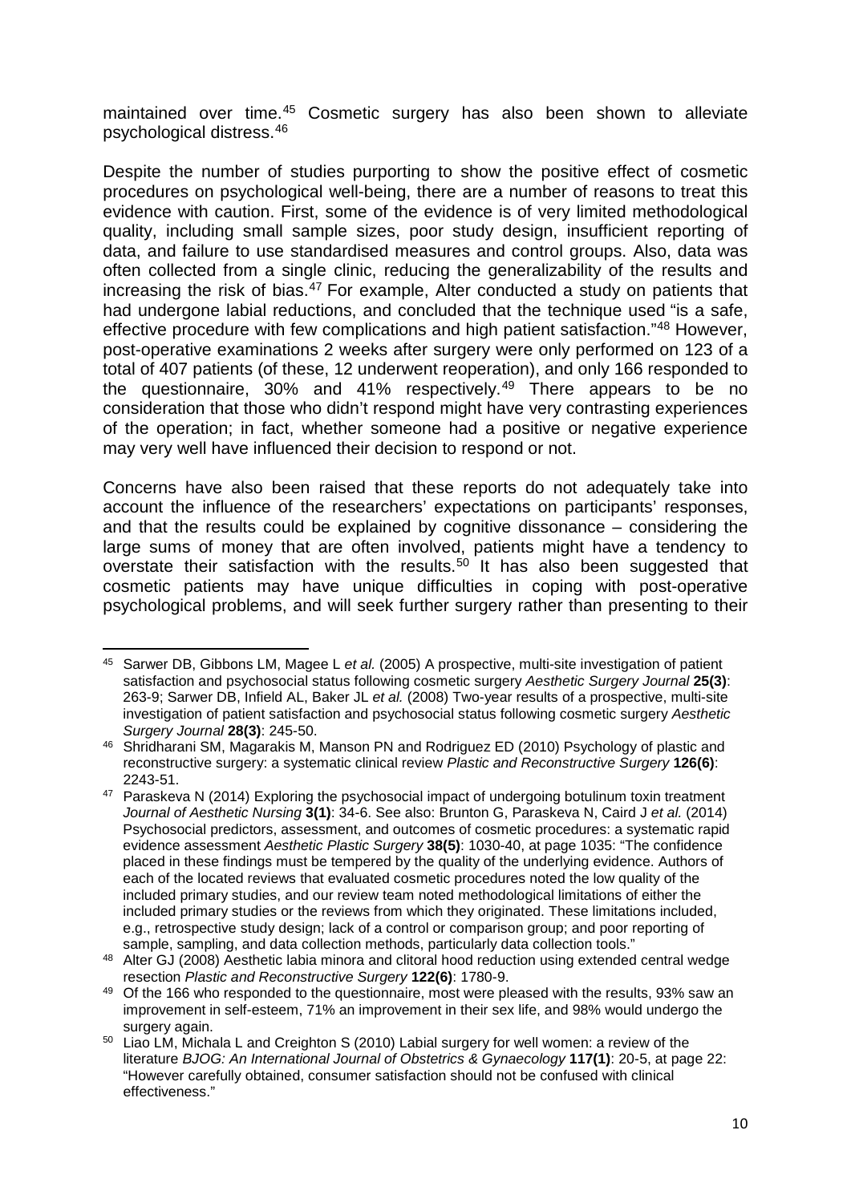maintained over time.[45] Cosmetic surgery has also been shown to alleviate psychological distress.[46]

Despite the number of studies purporting to show the positive effect of cosmetic procedures on psychological well-being, there are a number of reasons to treat this evidence with caution. First, some of the evidence is of very limited methodological quality, including small sample sizes, poor study design, insufficient reporting of data, and failure to use standardised measures and control groups. Also, data was often collected from a single clinic, reducing the generalizability of the results and increasing the risk of bias.[47] For example, Alter conducted a study on patients that had undergone labial reductions, and concluded that the technique used "is a safe, effective procedure with few complications and high patient satisfaction."[48] However, post-operative examinations 2 weeks after surgery were only performed on 123 of a total of 407 patients (of these, 12 underwent reoperation), and only 166 responded to the questionnaire, 30% and 41% respectively.[49] There appears to be no consideration that those who didn't respond might have very contrasting experiences of the operation; in fact, whether someone had a positive or negative experience may very well have influenced their decision to respond or not.

Concerns have also been raised that these reports do not adequately take into account the influence of the researchers' expectations on participants' responses, and that the results could be explained by cognitive dissonance – considering the large sums of money that are often involved, patients might have a tendency to overstate their satisfaction with the results.[50] It has also been suggested that cosmetic patients may have unique difficulties in coping with post-operative psychological problems, and will seek further surgery rather than presenting to their

---

[45] Sarwer DB, Gibbons LM, Magee L *et al.* (2005) A prospective, multi-site investigation of patient satisfaction and psychosocial status following cosmetic surgery *Aesthetic Surgery Journal* **25(3)**: 263-9; Sarwer DB, Infield AL, Baker JL *et al.* (2008) Two-year results of a prospective, multi-site investigation of patient satisfaction and psychosocial status following cosmetic surgery *Aesthetic Surgery Journal* **28(3)**: 245-50.

[46] Shridharani SM, Magarakis M, Manson PN and Rodriguez ED (2010) Psychology of plastic and reconstructive surgery: a systematic clinical review *Plastic and Reconstructive Surgery* **126(6)**: 2243-51.

[47] Paraskeva N (2014) Exploring the psychosocial impact of undergoing botulinum toxin treatment *Journal of Aesthetic Nursing* **3(1)**: 34-6. See also: Brunton G, Paraskeva N, Caird J *et al.* (2014) Psychosocial predictors, assessment, and outcomes of cosmetic procedures: a systematic rapid evidence assessment *Aesthetic Plastic Surgery* **38(5)**: 1030-40, at page 1035: "The confidence placed in these findings must be tempered by the quality of the underlying evidence. Authors of each of the located reviews that evaluated cosmetic procedures noted the low quality of the included primary studies, and our review team noted methodological limitations of either the included primary studies or the reviews from which they originated. These limitations included, e.g., retrospective study design; lack of a control or comparison group; and poor reporting of sample, sampling, and data collection methods, particularly data collection tools."

[48] Alter GJ (2008) Aesthetic labia minora and clitoral hood reduction using extended central wedge resection *Plastic and Reconstructive Surgery* **122(6)**: 1780-9.

[49] Of the 166 who responded to the questionnaire, most were pleased with the results, 93% saw an improvement in self-esteem, 71% an improvement in their sex life, and 98% would undergo the surgery again.

[50] Liao LM, Michala L and Creighton S (2010) Labial surgery for well women: a review of the literature *BJOG: An International Journal of Obstetrics & Gynaecology* **117(1)**: 20-5, at page 22: "However carefully obtained, consumer satisfaction should not be confused with clinical effectiveness."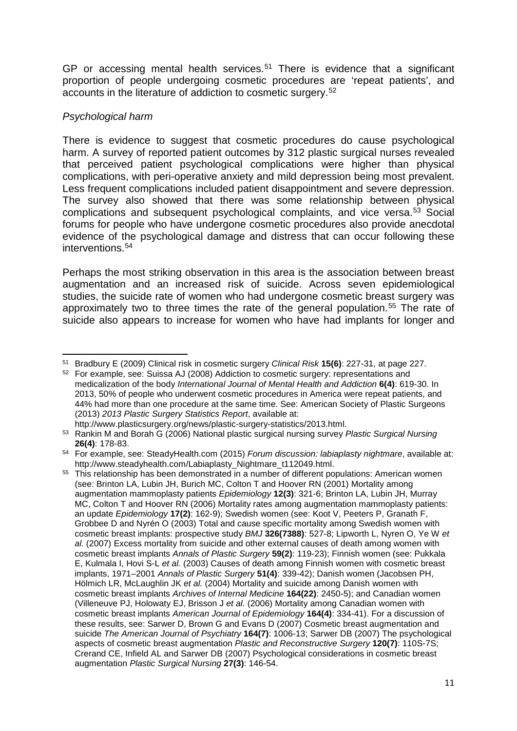GP or accessing mental health services.[51] There is evidence that a significant proportion of people undergoing cosmetic procedures are 'repeat patients', and accounts in the literature of addiction to cosmetic surgery.[52]

*Psychological harm*

There is evidence to suggest that cosmetic procedures do cause psychological harm. A survey of reported patient outcomes by 312 plastic surgical nurses revealed that perceived patient psychological complications were higher than physical complications, with peri-operative anxiety and mild depression being most prevalent. Less frequent complications included patient disappointment and severe depression. The survey also showed that there was some relationship between physical complications and subsequent psychological complaints, and vice versa.[53] Social forums for people who have undergone cosmetic procedures also provide anecdotal evidence of the psychological damage and distress that can occur following these interventions.[54]

Perhaps the most striking observation in this area is the association between breast augmentation and an increased risk of suicide. Across seven epidemiological studies, the suicide rate of women who had undergone cosmetic breast surgery was approximately two to three times the rate of the general population.[55] The rate of suicide also appears to increase for women who have had implants for longer and

---

[51] Bradbury E (2009) Clinical risk in cosmetic surgery *Clinical Risk* **15(6)**: 227-31, at page 227.

[52] For example, see: Suissa AJ (2008) Addiction to cosmetic surgery: representations and medicalization of the body *International Journal of Mental Health and Addiction* **6(4)**: 619-30. In 2013, 50% of people who underwent cosmetic procedures in America were repeat patients, and 44% had more than one procedure at the same time. See: American Society of Plastic Surgeons (2013) *2013 Plastic Surgery Statistics Report*, available at: http://www.plasticsurgery.org/news/plastic-surgery-statistics/2013.html.

[53] Rankin M and Borah G (2006) National plastic surgical nursing survey *Plastic Surgical Nursing* **26(4)**: 178-83.

[54] For example, see: SteadyHealth.com (2015) *Forum discussion: labiaplasty nightmare*, available at: http://www.steadyhealth.com/Labiaplasty_Nightmare_t112049.html.

[55] This relationship has been demonstrated in a number of different populations: American women (see: Brinton LA, Lubin JH, Burich MC, Colton T and Hoover RN (2001) Mortality among augmentation mammoplasty patients *Epidemiology* **12(3)**: 321-6; Brinton LA, Lubin JH, Murray MC, Colton T and Hoover RN (2006) Mortality rates among augmentation mammoplasty patients: an update *Epidemiology* **17(2)**: 162-9); Swedish women (see: Koot V, Peeters P, Granath F, Grobbee D and Nyrén O (2003) Total and cause specific mortality among Swedish women with cosmetic breast implants: prospective study *BMJ* **326(7388)**: 527-8; Lipworth L, Nyren O, Ye W *et al.* (2007) Excess mortality from suicide and other external causes of death among women with cosmetic breast implants *Annals of Plastic Surgery* **59(2)**: 119-23); Finnish women (see: Pukkala E, Kulmala I, Hovi S-L *et al.* (2003) Causes of death among Finnish women with cosmetic breast implants, 1971–2001 *Annals of Plastic Surgery* **51(4)**: 339-42); Danish women (Jacobsen PH, Hölmich LR, McLaughlin JK *et al.* (2004) Mortality and suicide among Danish women with cosmetic breast implants *Archives of Internal Medicine* **164(22)**: 2450-5); and Canadian women (Villeneuve PJ, Holowaty EJ, Brisson J *et al.* (2006) Mortality among Canadian women with cosmetic breast implants *American Journal of Epidemiology* **164(4)**: 334-41). For a discussion of these results, see: Sarwer D, Brown G and Evans D (2007) Cosmetic breast augmentation and suicide *The American Journal of Psychiatry* **164(7)**: 1006-13; Sarwer DB (2007) The psychological aspects of cosmetic breast augmentation *Plastic and Reconstructive Surgery* **120(7)**: 110S-7S; Crerand CE, Infield AL and Sarwer DB (2007) Psychological considerations in cosmetic breast augmentation *Plastic Surgical Nursing* **27(3)**: 146-54.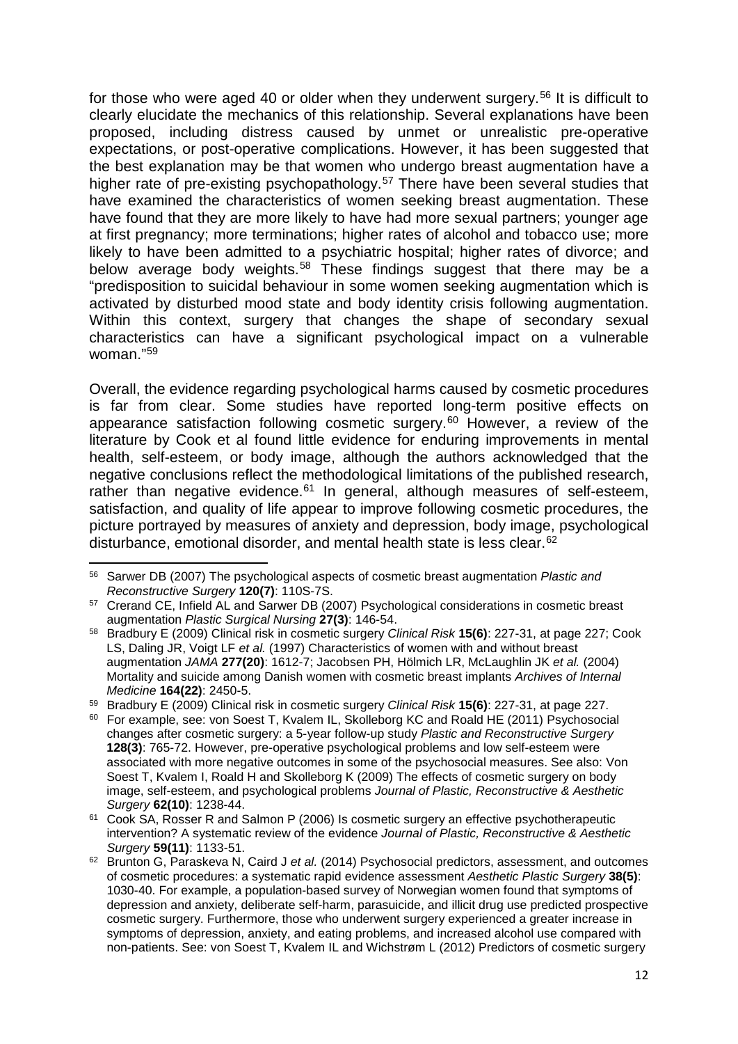for those who were aged 40 or older when they underwent surgery.[56] It is difficult to clearly elucidate the mechanics of this relationship. Several explanations have been proposed, including distress caused by unmet or unrealistic pre-operative expectations, or post-operative complications. However, it has been suggested that the best explanation may be that women who undergo breast augmentation have a higher rate of pre-existing psychopathology.[57] There have been several studies that have examined the characteristics of women seeking breast augmentation. These have found that they are more likely to have had more sexual partners; younger age at first pregnancy; more terminations; higher rates of alcohol and tobacco use; more likely to have been admitted to a psychiatric hospital; higher rates of divorce; and below average body weights.[58] These findings suggest that there may be a "predisposition to suicidal behaviour in some women seeking augmentation which is activated by disturbed mood state and body identity crisis following augmentation. Within this context, surgery that changes the shape of secondary sexual characteristics can have a significant psychological impact on a vulnerable woman."[59]

Overall, the evidence regarding psychological harms caused by cosmetic procedures is far from clear. Some studies have reported long-term positive effects on appearance satisfaction following cosmetic surgery.[60] However, a review of the literature by Cook et al found little evidence for enduring improvements in mental health, self-esteem, or body image, although the authors acknowledged that the negative conclusions reflect the methodological limitations of the published research, rather than negative evidence.[61] In general, although measures of self-esteem, satisfaction, and quality of life appear to improve following cosmetic procedures, the picture portrayed by measures of anxiety and depression, body image, psychological disturbance, emotional disorder, and mental health state is less clear.[62]

---

[56] Sarwer DB (2007) The psychological aspects of cosmetic breast augmentation *Plastic and Reconstructive Surgery* **120(7)**: 110S-7S.

[57] Crerand CE, Infield AL and Sarwer DB (2007) Psychological considerations in cosmetic breast augmentation *Plastic Surgical Nursing* **27(3)**: 146-54.

[58] Bradbury E (2009) Clinical risk in cosmetic surgery *Clinical Risk* **15(6)**: 227-31, at page 227; Cook LS, Daling JR, Voigt LF *et al.* (1997) Characteristics of women with and without breast augmentation *JAMA* **277(20)**: 1612-7; Jacobsen PH, Hölmich LR, McLaughlin JK *et al.* (2004) Mortality and suicide among Danish women with cosmetic breast implants *Archives of Internal Medicine* **164(22)**: 2450-5.

[59] Bradbury E (2009) Clinical risk in cosmetic surgery *Clinical Risk* **15(6)**: 227-31, at page 227.

[60] For example, see: von Soest T, Kvalem IL, Skolleborg KC and Roald HE (2011) Psychosocial changes after cosmetic surgery: a 5-year follow-up study *Plastic and Reconstructive Surgery* **128(3)**: 765-72. However, pre-operative psychological problems and low self-esteem were associated with more negative outcomes in some of the psychosocial measures. See also: Von Soest T, Kvalem I, Roald H and Skolleborg K (2009) The effects of cosmetic surgery on body image, self-esteem, and psychological problems *Journal of Plastic, Reconstructive & Aesthetic Surgery* **62(10)**: 1238-44.

[61] Cook SA, Rosser R and Salmon P (2006) Is cosmetic surgery an effective psychotherapeutic intervention? A systematic review of the evidence *Journal of Plastic, Reconstructive & Aesthetic Surgery* **59(11)**: 1133-51.

[62] Brunton G, Paraskeva N, Caird J *et al.* (2014) Psychosocial predictors, assessment, and outcomes of cosmetic procedures: a systematic rapid evidence assessment *Aesthetic Plastic Surgery* **38(5)**: 1030-40. For example, a population-based survey of Norwegian women found that symptoms of depression and anxiety, deliberate self-harm, parasuicide, and illicit drug use predicted prospective cosmetic surgery. Furthermore, those who underwent surgery experienced a greater increase in symptoms of depression, anxiety, and eating problems, and increased alcohol use compared with non-patients. See: von Soest T, Kvalem IL and Wichstrøm L (2012) Predictors of cosmetic surgery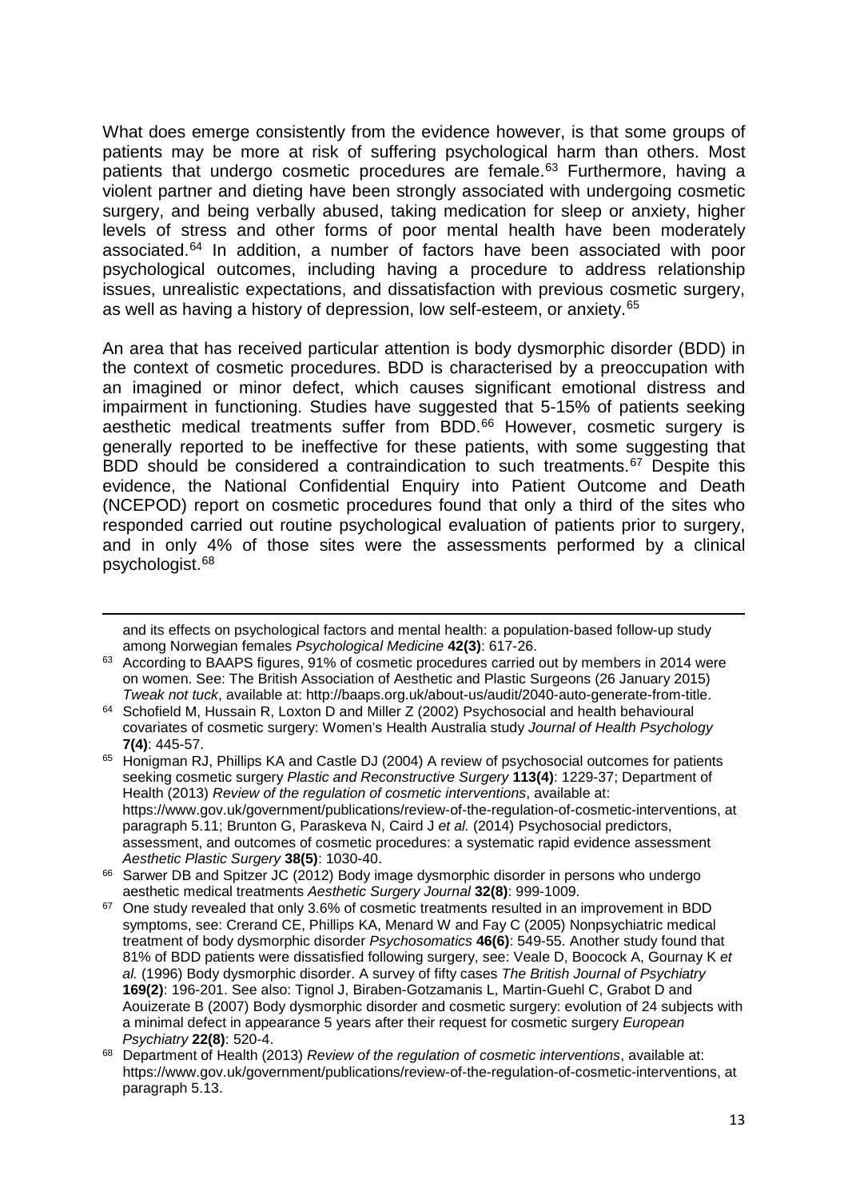What does emerge consistently from the evidence however, is that some groups of patients may be more at risk of suffering psychological harm than others. Most patients that undergo cosmetic procedures are female.[63] Furthermore, having a violent partner and dieting have been strongly associated with undergoing cosmetic surgery, and being verbally abused, taking medication for sleep or anxiety, higher levels of stress and other forms of poor mental health have been moderately associated.[64] In addition, a number of factors have been associated with poor psychological outcomes, including having a procedure to address relationship issues, unrealistic expectations, and dissatisfaction with previous cosmetic surgery, as well as having a history of depression, low self-esteem, or anxiety.[65]

An area that has received particular attention is body dysmorphic disorder (BDD) in the context of cosmetic procedures. BDD is characterised by a preoccupation with an imagined or minor defect, which causes significant emotional distress and impairment in functioning. Studies have suggested that 5-15% of patients seeking aesthetic medical treatments suffer from BDD.[66] However, cosmetic surgery is generally reported to be ineffective for these patients, with some suggesting that BDD should be considered a contraindication to such treatments.[67] Despite this evidence, the National Confidential Enquiry into Patient Outcome and Death (NCEPOD) report on cosmetic procedures found that only a third of the sites who responded carried out routine psychological evaluation of patients prior to surgery, and in only 4% of those sites were the assessments performed by a clinical psychologist.[68]

---

and its effects on psychological factors and mental health: a population-based follow-up study among Norwegian females *Psychological Medicine* **42(3)**: 617-26.

[63] According to BAAPS figures, 91% of cosmetic procedures carried out by members in 2014 were on women. See: The British Association of Aesthetic and Plastic Surgeons (26 January 2015) *Tweak not tuck*, available at: http://baaps.org.uk/about-us/audit/2040-auto-generate-from-title.

[64] Schofield M, Hussain R, Loxton D and Miller Z (2002) Psychosocial and health behavioural covariates of cosmetic surgery: Women's Health Australia study *Journal of Health Psychology* **7(4)**: 445-57.

[65] Honigman RJ, Phillips KA and Castle DJ (2004) A review of psychosocial outcomes for patients seeking cosmetic surgery *Plastic and Reconstructive Surgery* **113(4)**: 1229-37; Department of Health (2013) *Review of the regulation of cosmetic interventions*, available at: https://www.gov.uk/government/publications/review-of-the-regulation-of-cosmetic-interventions, at paragraph 5.11; Brunton G, Paraskeva N, Caird J *et al.* (2014) Psychosocial predictors, assessment, and outcomes of cosmetic procedures: a systematic rapid evidence assessment *Aesthetic Plastic Surgery* **38(5)**: 1030-40.

[66] Sarwer DB and Spitzer JC (2012) Body image dysmorphic disorder in persons who undergo aesthetic medical treatments *Aesthetic Surgery Journal* **32(8)**: 999-1009.

[67] One study revealed that only 3.6% of cosmetic treatments resulted in an improvement in BDD symptoms, see: Crerand CE, Phillips KA, Menard W and Fay C (2005) Nonpsychiatric medical treatment of body dysmorphic disorder *Psychosomatics* **46(6)**: 549-55. Another study found that 81% of BDD patients were dissatisfied following surgery, see: Veale D, Boocock A, Gournay K *et al.* (1996) Body dysmorphic disorder. A survey of fifty cases *The British Journal of Psychiatry* **169(2)**: 196-201. See also: Tignol J, Biraben-Gotzamanis L, Martin-Guehl C, Grabot D and Aouizerate B (2007) Body dysmorphic disorder and cosmetic surgery: evolution of 24 subjects with a minimal defect in appearance 5 years after their request for cosmetic surgery *European Psychiatry* **22(8)**: 520-4.

[68] Department of Health (2013) *Review of the regulation of cosmetic interventions*, available at: https://www.gov.uk/government/publications/review-of-the-regulation-of-cosmetic-interventions, at paragraph 5.13.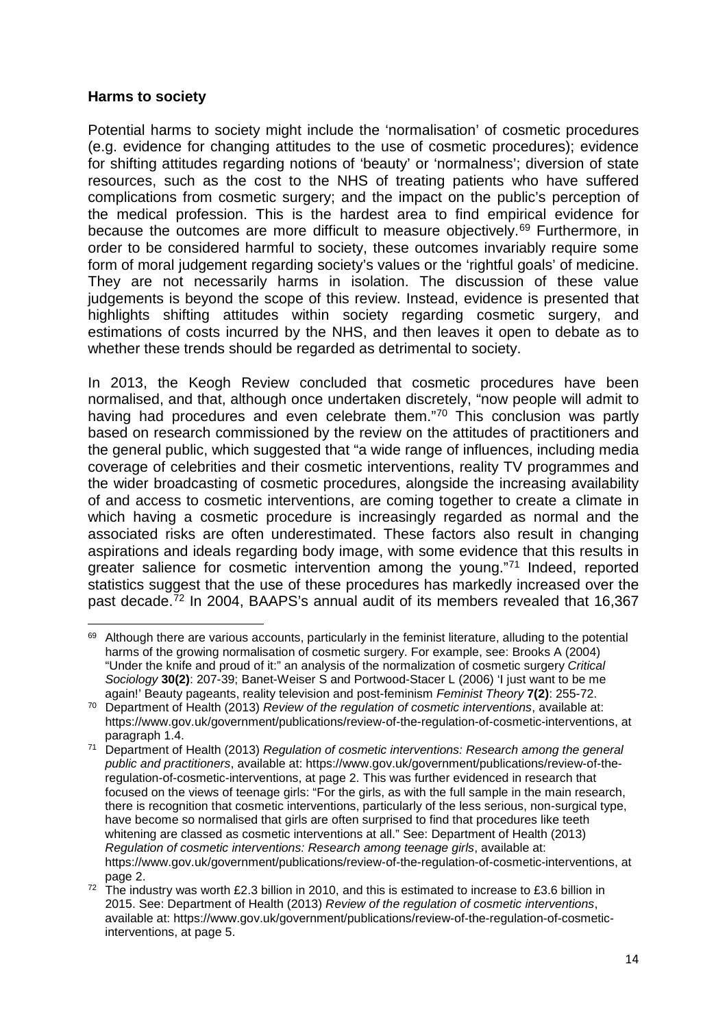**Harms to society**

Potential harms to society might include the 'normalisation' of cosmetic procedures (e.g. evidence for changing attitudes to the use of cosmetic procedures); evidence for shifting attitudes regarding notions of 'beauty' or 'normalness'; diversion of state resources, such as the cost to the NHS of treating patients who have suffered complications from cosmetic surgery; and the impact on the public's perception of the medical profession. This is the hardest area to find empirical evidence for because the outcomes are more difficult to measure objectively.[69] Furthermore, in order to be considered harmful to society, these outcomes invariably require some form of moral judgement regarding society's values or the 'rightful goals' of medicine. They are not necessarily harms in isolation. The discussion of these value judgements is beyond the scope of this review. Instead, evidence is presented that highlights shifting attitudes within society regarding cosmetic surgery, and estimations of costs incurred by the NHS, and then leaves it open to debate as to whether these trends should be regarded as detrimental to society.

In 2013, the Keogh Review concluded that cosmetic procedures have been normalised, and that, although once undertaken discretely, "now people will admit to having had procedures and even celebrate them."[70] This conclusion was partly based on research commissioned by the review on the attitudes of practitioners and the general public, which suggested that "a wide range of influences, including media coverage of celebrities and their cosmetic interventions, reality TV programmes and the wider broadcasting of cosmetic procedures, alongside the increasing availability of and access to cosmetic interventions, are coming together to create a climate in which having a cosmetic procedure is increasingly regarded as normal and the associated risks are often underestimated. These factors also result in changing aspirations and ideals regarding body image, with some evidence that this results in greater salience for cosmetic intervention among the young."[71] Indeed, reported statistics suggest that the use of these procedures has markedly increased over the past decade.[72] In 2004, BAAPS's annual audit of its members revealed that 16,367

---

[69] Although there are various accounts, particularly in the feminist literature, alluding to the potential harms of the growing normalisation of cosmetic surgery. For example, see: Brooks A (2004) "Under the knife and proud of it:" an analysis of the normalization of cosmetic surgery *Critical Sociology* **30(2)**: 207-39; Banet-Weiser S and Portwood-Stacer L (2006) 'I just want to be me again!' Beauty pageants, reality television and post-feminism *Feminist Theory* **7(2)**: 255-72.

[70] Department of Health (2013) *Review of the regulation of cosmetic interventions*, available at: https://www.gov.uk/government/publications/review-of-the-regulation-of-cosmetic-interventions, at paragraph 1.4.

[71] Department of Health (2013) *Regulation of cosmetic interventions: Research among the general public and practitioners*, available at: https://www.gov.uk/government/publications/review-of-the-regulation-of-cosmetic-interventions, at page 2. This was further evidenced in research that focused on the views of teenage girls: "For the girls, as with the full sample in the main research, there is recognition that cosmetic interventions, particularly of the less serious, non-surgical type, have become so normalised that girls are often surprised to find that procedures like teeth whitening are classed as cosmetic interventions at all." See: Department of Health (2013) *Regulation of cosmetic interventions: Research among teenage girls*, available at: https://www.gov.uk/government/publications/review-of-the-regulation-of-cosmetic-interventions, at page 2.

[72] The industry was worth £2.3 billion in 2010, and this is estimated to increase to £3.6 billion in 2015. See: Department of Health (2013) *Review of the regulation of cosmetic interventions*, available at: https://www.gov.uk/government/publications/review-of-the-regulation-of-cosmetic-interventions, at page 5.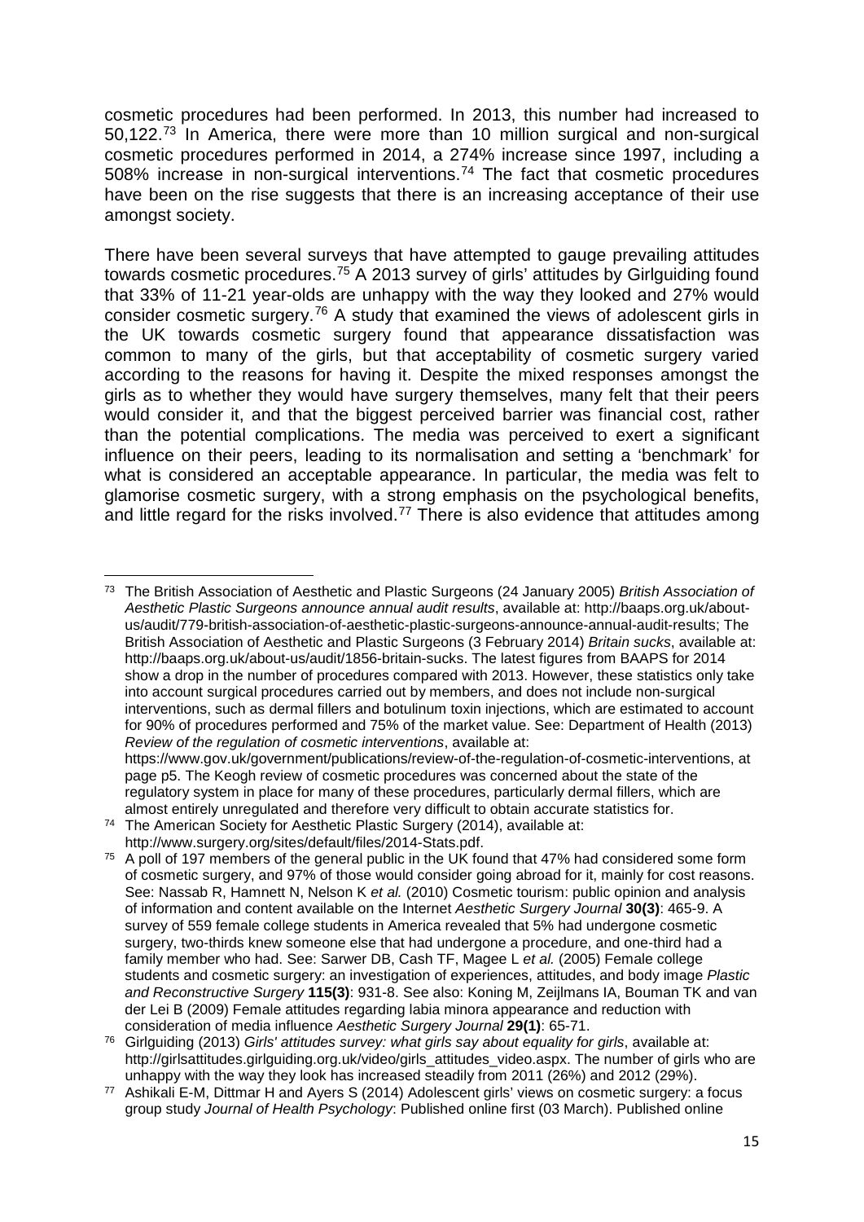cosmetic procedures had been performed. In 2013, this number had increased to 50,122.[73] In America, there were more than 10 million surgical and non-surgical cosmetic procedures performed in 2014, a 274% increase since 1997, including a 508% increase in non-surgical interventions.[74] The fact that cosmetic procedures have been on the rise suggests that there is an increasing acceptance of their use amongst society.

There have been several surveys that have attempted to gauge prevailing attitudes towards cosmetic procedures.[75] A 2013 survey of girls' attitudes by Girlguiding found that 33% of 11-21 year-olds are unhappy with the way they looked and 27% would consider cosmetic surgery.[76] A study that examined the views of adolescent girls in the UK towards cosmetic surgery found that appearance dissatisfaction was common to many of the girls, but that acceptability of cosmetic surgery varied according to the reasons for having it. Despite the mixed responses amongst the girls as to whether they would have surgery themselves, many felt that their peers would consider it, and that the biggest perceived barrier was financial cost, rather than the potential complications. The media was perceived to exert a significant influence on their peers, leading to its normalisation and setting a 'benchmark' for what is considered an acceptable appearance. In particular, the media was felt to glamorise cosmetic surgery, with a strong emphasis on the psychological benefits, and little regard for the risks involved.[77] There is also evidence that attitudes among

---

[73] The British Association of Aesthetic and Plastic Surgeons (24 January 2005) *British Association of Aesthetic Plastic Surgeons announce annual audit results*, available at: http://baaps.org.uk/about-us/audit/779-british-association-of-aesthetic-plastic-surgeons-announce-annual-audit-results; The British Association of Aesthetic and Plastic Surgeons (3 February 2014) *Britain sucks*, available at: http://baaps.org.uk/about-us/audit/1856-britain-sucks. The latest figures from BAAPS for 2014 show a drop in the number of procedures compared with 2013. However, these statistics only take into account surgical procedures carried out by members, and does not include non-surgical interventions, such as dermal fillers and botulinum toxin injections, which are estimated to account for 90% of procedures performed and 75% of the market value. See: Department of Health (2013) *Review of the regulation of cosmetic interventions*, available at: https://www.gov.uk/government/publications/review-of-the-regulation-of-cosmetic-interventions, at page p5. The Keogh review of cosmetic procedures was concerned about the state of the regulatory system in place for many of these procedures, particularly dermal fillers, which are almost entirely unregulated and therefore very difficult to obtain accurate statistics for.

[74] The American Society for Aesthetic Plastic Surgery (2014), available at: http://www.surgery.org/sites/default/files/2014-Stats.pdf.

[75] A poll of 197 members of the general public in the UK found that 47% had considered some form of cosmetic surgery, and 97% of those would consider going abroad for it, mainly for cost reasons. See: Nassab R, Hamnett N, Nelson K *et al.* (2010) Cosmetic tourism: public opinion and analysis of information and content available on the Internet *Aesthetic Surgery Journal* **30(3)**: 465-9. A survey of 559 female college students in America revealed that 5% had undergone cosmetic surgery, two-thirds knew someone else that had undergone a procedure, and one-third had a family member who had. See: Sarwer DB, Cash TF, Magee L *et al.* (2005) Female college students and cosmetic surgery: an investigation of experiences, attitudes, and body image *Plastic and Reconstructive Surgery* **115(3)**: 931-8. See also: Koning M, Zeijlmans IA, Bouman TK and van der Lei B (2009) Female attitudes regarding labia minora appearance and reduction with consideration of media influence *Aesthetic Surgery Journal* **29(1)**: 65-71.

[76] Girlguiding (2013) *Girls' attitudes survey: what girls say about equality for girls*, available at: http://girlsattitudes.girlguiding.org.uk/video/girls_attitudes_video.aspx. The number of girls who are unhappy with the way they look has increased steadily from 2011 (26%) and 2012 (29%).

[77] Ashikali E-M, Dittmar H and Ayers S (2014) Adolescent girls' views on cosmetic surgery: a focus group study *Journal of Health Psychology*: Published online first (03 March). Published online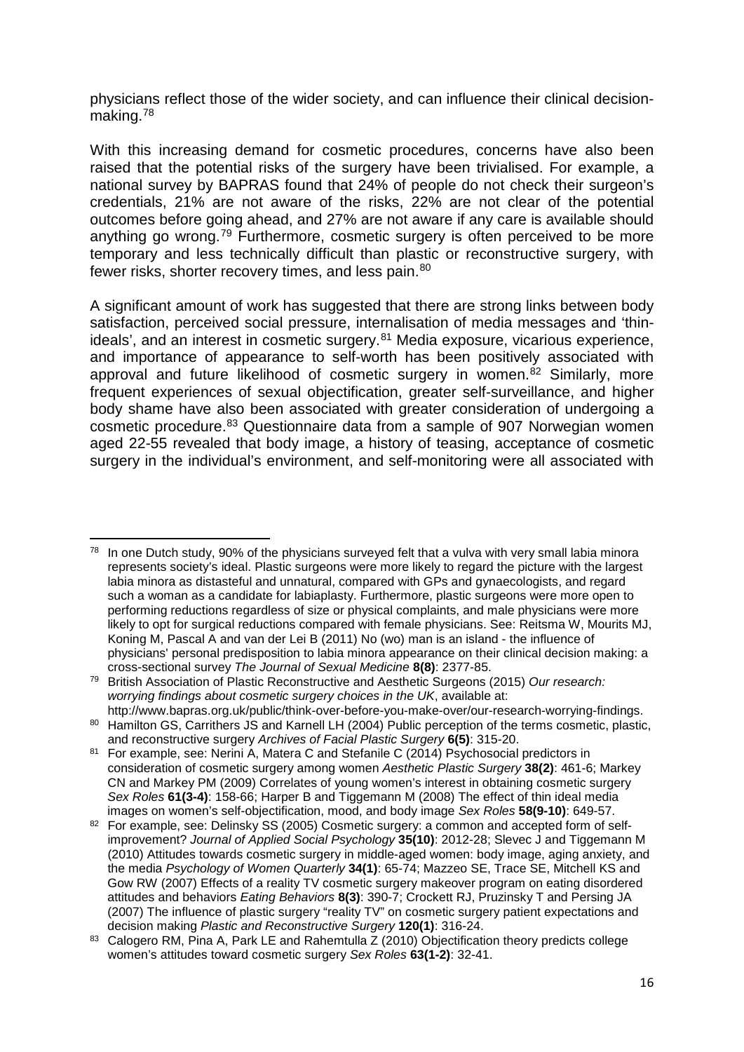physicians reflect those of the wider society, and can influence their clinical decision-making.[78]

With this increasing demand for cosmetic procedures, concerns have also been raised that the potential risks of the surgery have been trivialised. For example, a national survey by BAPRAS found that 24% of people do not check their surgeon's credentials, 21% are not aware of the risks, 22% are not clear of the potential outcomes before going ahead, and 27% are not aware if any care is available should anything go wrong.[79] Furthermore, cosmetic surgery is often perceived to be more temporary and less technically difficult than plastic or reconstructive surgery, with fewer risks, shorter recovery times, and less pain.[80]

A significant amount of work has suggested that there are strong links between body satisfaction, perceived social pressure, internalisation of media messages and 'thin-ideals', and an interest in cosmetic surgery.[81] Media exposure, vicarious experience, and importance of appearance to self-worth has been positively associated with approval and future likelihood of cosmetic surgery in women.[82] Similarly, more frequent experiences of sexual objectification, greater self-surveillance, and higher body shame have also been associated with greater consideration of undergoing a cosmetic procedure.[83] Questionnaire data from a sample of 907 Norwegian women aged 22-55 revealed that body image, a history of teasing, acceptance of cosmetic surgery in the individual's environment, and self-monitoring were all associated with

---

[78] In one Dutch study, 90% of the physicians surveyed felt that a vulva with very small labia minora represents society's ideal. Plastic surgeons were more likely to regard the picture with the largest labia minora as distasteful and unnatural, compared with GPs and gynaecologists, and regard such a woman as a candidate for labiaplasty. Furthermore, plastic surgeons were more open to performing reductions regardless of size or physical complaints, and male physicians were more likely to opt for surgical reductions compared with female physicians. See: Reitsma W, Mourits MJ, Koning M, Pascal A and van der Lei B (2011) No (wo) man is an island - the influence of physicians' personal predisposition to labia minora appearance on their clinical decision making: a cross-sectional survey *The Journal of Sexual Medicine* **8(8)**: 2377-85.

[79] British Association of Plastic Reconstructive and Aesthetic Surgeons (2015) *Our research: worrying findings about cosmetic surgery choices in the UK*, available at: http://www.bapras.org.uk/public/think-over-before-you-make-over/our-research-worrying-findings.

[80] Hamilton GS, Carrithers JS and Karnell LH (2004) Public perception of the terms cosmetic, plastic, and reconstructive surgery *Archives of Facial Plastic Surgery* **6(5)**: 315-20.

[81] For example, see: Nerini A, Matera C and Stefanile C (2014) Psychosocial predictors in consideration of cosmetic surgery among women *Aesthetic Plastic Surgery* **38(2)**: 461-6; Markey CN and Markey PM (2009) Correlates of young women's interest in obtaining cosmetic surgery *Sex Roles* **61(3-4)**: 158-66; Harper B and Tiggemann M (2008) The effect of thin ideal media images on women's self-objectification, mood, and body image *Sex Roles* **58(9-10)**: 649-57.

[82] For example, see: Delinsky SS (2005) Cosmetic surgery: a common and accepted form of self-improvement? *Journal of Applied Social Psychology* **35(10)**: 2012-28; Slevec J and Tiggemann M (2010) Attitudes towards cosmetic surgery in middle-aged women: body image, aging anxiety, and the media *Psychology of Women Quarterly* **34(1)**: 65-74; Mazzeo SE, Trace SE, Mitchell KS and Gow RW (2007) Effects of a reality TV cosmetic surgery makeover program on eating disordered attitudes and behaviors *Eating Behaviors* **8(3)**: 390-7; Crockett RJ, Pruzinsky T and Persing JA (2007) The influence of plastic surgery "reality TV" on cosmetic surgery patient expectations and decision making *Plastic and Reconstructive Surgery* **120(1)**: 316-24.

[83] Calogero RM, Pina A, Park LE and Rahemtulla Z (2010) Objectification theory predicts college women's attitudes toward cosmetic surgery *Sex Roles* **63(1-2)**: 32-41.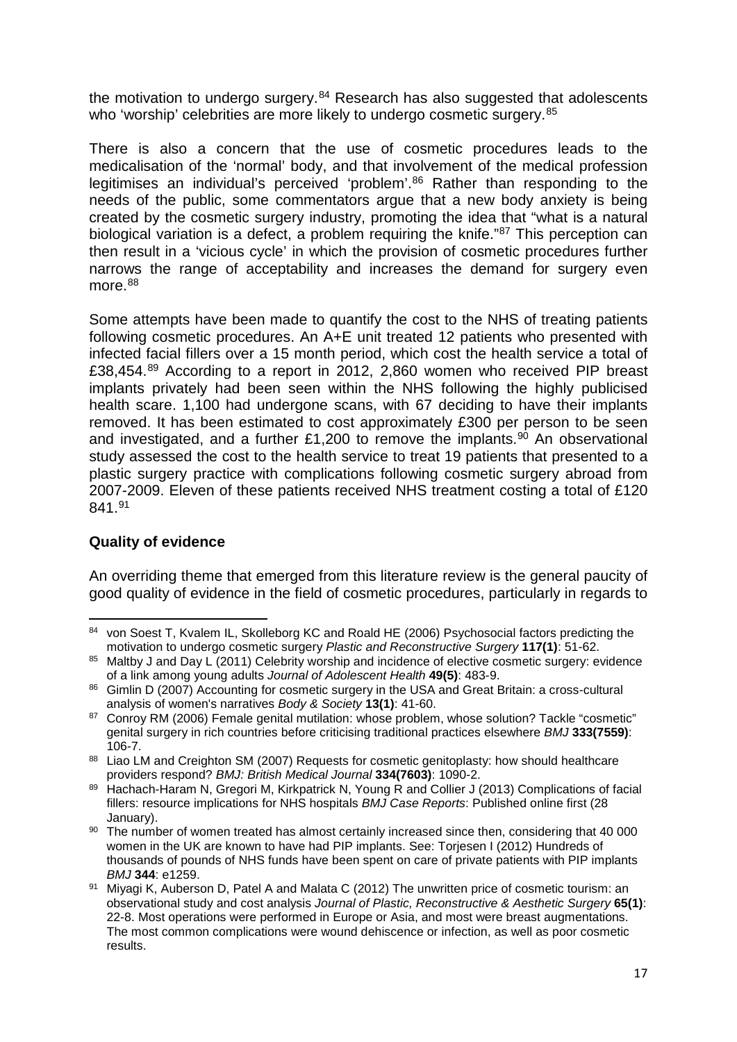the motivation to undergo surgery.[84] Research has also suggested that adolescents who 'worship' celebrities are more likely to undergo cosmetic surgery.[85]

There is also a concern that the use of cosmetic procedures leads to the medicalisation of the 'normal' body, and that involvement of the medical profession legitimises an individual's perceived 'problem'.[86] Rather than responding to the needs of the public, some commentators argue that a new body anxiety is being created by the cosmetic surgery industry, promoting the idea that "what is a natural biological variation is a defect, a problem requiring the knife."[87] This perception can then result in a 'vicious cycle' in which the provision of cosmetic procedures further narrows the range of acceptability and increases the demand for surgery even more.[88]

Some attempts have been made to quantify the cost to the NHS of treating patients following cosmetic procedures. An A+E unit treated 12 patients who presented with infected facial fillers over a 15 month period, which cost the health service a total of £38,454.[89] According to a report in 2012, 2,860 women who received PIP breast implants privately had been seen within the NHS following the highly publicised health scare. 1,100 had undergone scans, with 67 deciding to have their implants removed. It has been estimated to cost approximately £300 per person to be seen and investigated, and a further £1,200 to remove the implants.[90] An observational study assessed the cost to the health service to treat 19 patients that presented to a plastic surgery practice with complications following cosmetic surgery abroad from 2007-2009. Eleven of these patients received NHS treatment costing a total of £120 841.[91]

**Quality of evidence**

An overriding theme that emerged from this literature review is the general paucity of good quality of evidence in the field of cosmetic procedures, particularly in regards to

---

[84] von Soest T, Kvalem IL, Skolleborg KC and Roald HE (2006) Psychosocial factors predicting the motivation to undergo cosmetic surgery *Plastic and Reconstructive Surgery* **117(1)**: 51-62.

[85] Maltby J and Day L (2011) Celebrity worship and incidence of elective cosmetic surgery: evidence of a link among young adults *Journal of Adolescent Health* **49(5)**: 483-9.

[86] Gimlin D (2007) Accounting for cosmetic surgery in the USA and Great Britain: a cross-cultural analysis of women's narratives *Body & Society* **13(1)**: 41-60.

[87] Conroy RM (2006) Female genital mutilation: whose problem, whose solution? Tackle "cosmetic" genital surgery in rich countries before criticising traditional practices elsewhere *BMJ* **333(7559)**: 106-7.

[88] Liao LM and Creighton SM (2007) Requests for cosmetic genitoplasty: how should healthcare providers respond? *BMJ: British Medical Journal* **334(7603)**: 1090-2.

[89] Hachach-Haram N, Gregori M, Kirkpatrick N, Young R and Collier J (2013) Complications of facial fillers: resource implications for NHS hospitals *BMJ Case Reports*: Published online first (28 January).

[90] The number of women treated has almost certainly increased since then, considering that 40 000 women in the UK are known to have had PIP implants. See: Torjesen I (2012) Hundreds of thousands of pounds of NHS funds have been spent on care of private patients with PIP implants *BMJ* **344**: e1259.

[91] Miyagi K, Auberson D, Patel A and Malata C (2012) The unwritten price of cosmetic tourism: an observational study and cost analysis *Journal of Plastic, Reconstructive & Aesthetic Surgery* **65(1)**: 22-8. Most operations were performed in Europe or Asia, and most were breast augmentations. The most common complications were wound dehiscence or infection, as well as poor cosmetic results.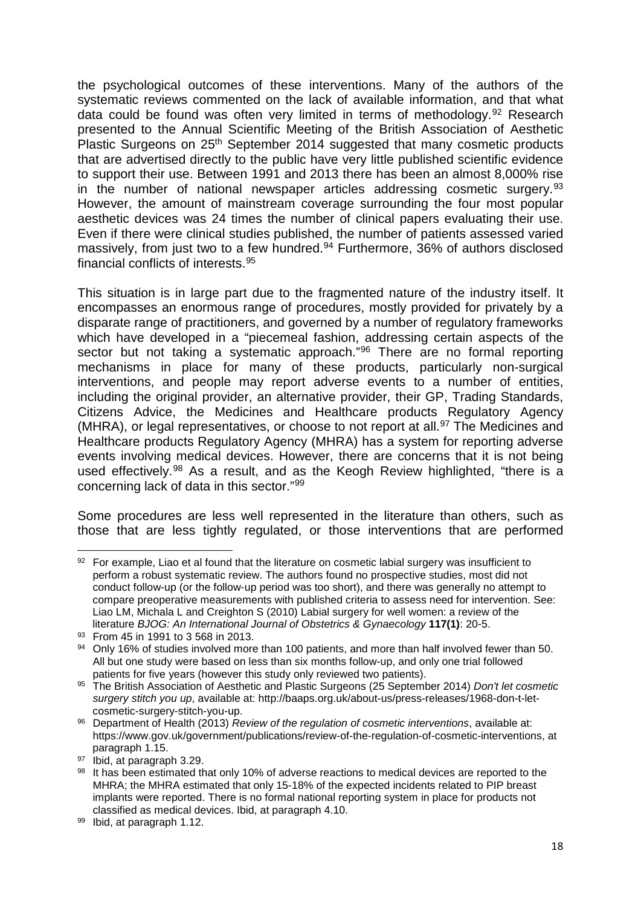the psychological outcomes of these interventions. Many of the authors of the systematic reviews commented on the lack of available information, and that what data could be found was often very limited in terms of methodology.[92] Research presented to the Annual Scientific Meeting of the British Association of Aesthetic Plastic Surgeons on 25th September 2014 suggested that many cosmetic products that are advertised directly to the public have very little published scientific evidence to support their use. Between 1991 and 2013 there has been an almost 8,000% rise in the number of national newspaper articles addressing cosmetic surgery.[93] However, the amount of mainstream coverage surrounding the four most popular aesthetic devices was 24 times the number of clinical papers evaluating their use. Even if there were clinical studies published, the number of patients assessed varied massively, from just two to a few hundred.[94] Furthermore, 36% of authors disclosed financial conflicts of interests.[95]

This situation is in large part due to the fragmented nature of the industry itself. It encompasses an enormous range of procedures, mostly provided for privately by a disparate range of practitioners, and governed by a number of regulatory frameworks which have developed in a "piecemeal fashion, addressing certain aspects of the sector but not taking a systematic approach."[96] There are no formal reporting mechanisms in place for many of these products, particularly non-surgical interventions, and people may report adverse events to a number of entities, including the original provider, an alternative provider, their GP, Trading Standards, Citizens Advice, the Medicines and Healthcare products Regulatory Agency (MHRA), or legal representatives, or choose to not report at all.[97] The Medicines and Healthcare products Regulatory Agency (MHRA) has a system for reporting adverse events involving medical devices. However, there are concerns that it is not being used effectively.[98] As a result, and as the Keogh Review highlighted, "there is a concerning lack of data in this sector."[99]

Some procedures are less well represented in the literature than others, such as those that are less tightly regulated, or those interventions that are performed

---

[92] For example, Liao et al found that the literature on cosmetic labial surgery was insufficient to perform a robust systematic review. The authors found no prospective studies, most did not conduct follow-up (or the follow-up period was too short), and there was generally no attempt to compare preoperative measurements with published criteria to assess need for intervention. See: Liao LM, Michala L and Creighton S (2010) Labial surgery for well women: a review of the literature *BJOG: An International Journal of Obstetrics & Gynaecology* **117(1)**: 20-5.

[93] From 45 in 1991 to 3 568 in 2013.

[94] Only 16% of studies involved more than 100 patients, and more than half involved fewer than 50. All but one study were based on less than six months follow-up, and only one trial followed patients for five years (however this study only reviewed two patients).

[95] The British Association of Aesthetic and Plastic Surgeons (25 September 2014) *Don't let cosmetic surgery stitch you up*, available at: http://baaps.org.uk/about-us/press-releases/1968-don-t-let-cosmetic-surgery-stitch-you-up.

[96] Department of Health (2013) *Review of the regulation of cosmetic interventions*, available at: https://www.gov.uk/government/publications/review-of-the-regulation-of-cosmetic-interventions, at paragraph 1.15.

[97] Ibid, at paragraph 3.29.

[98] It has been estimated that only 10% of adverse reactions to medical devices are reported to the MHRA; the MHRA estimated that only 15-18% of the expected incidents related to PIP breast implants were reported. There is no formal national reporting system in place for products not classified as medical devices. Ibid, at paragraph 4.10.

[99] Ibid, at paragraph 1.12.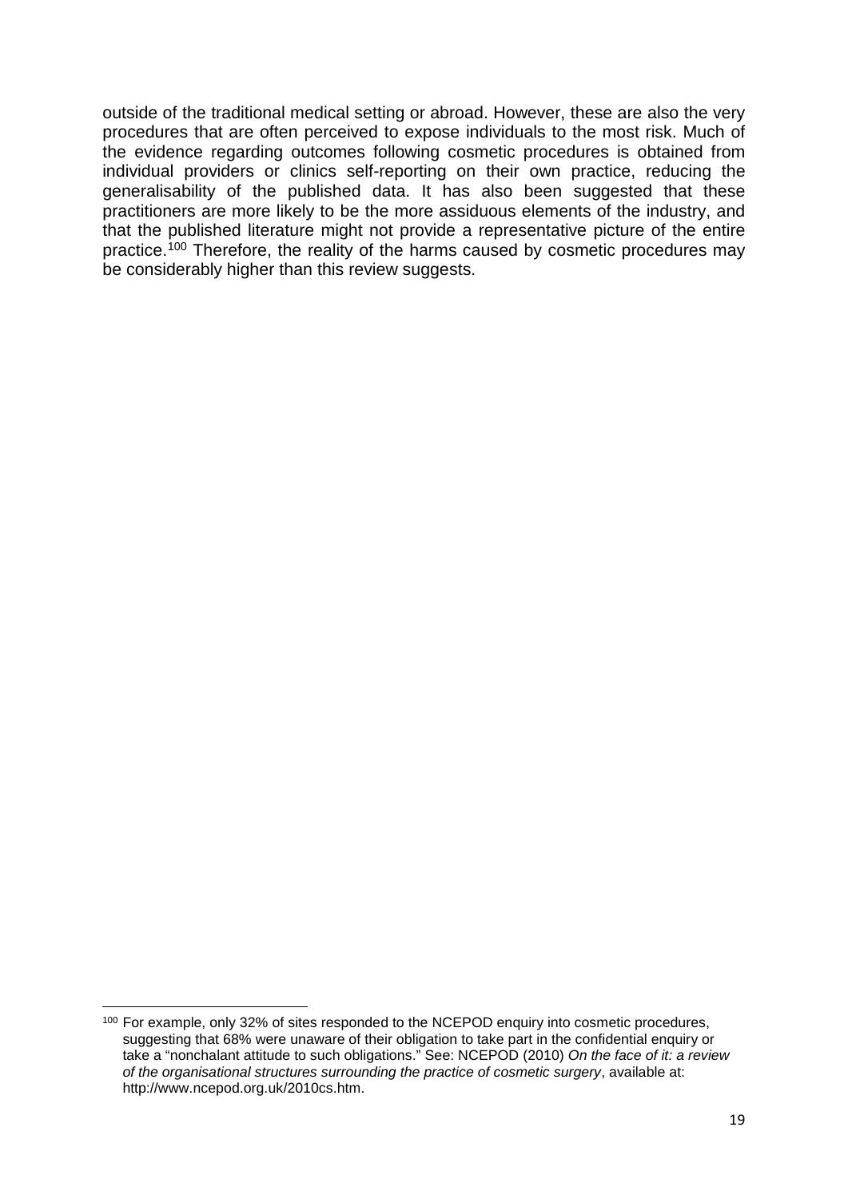outside of the traditional medical setting or abroad. However, these are also the very procedures that are often perceived to expose individuals to the most risk. Much of the evidence regarding outcomes following cosmetic procedures is obtained from individual providers or clinics self-reporting on their own practice, reducing the generalisability of the published data. It has also been suggested that these practitioners are more likely to be the more assiduous elements of the industry, and that the published literature might not provide a representative picture of the entire practice.[100] Therefore, the reality of the harms caused by cosmetic procedures may be considerably higher than this review suggests.

---

[100] For example, only 32% of sites responded to the NCEPOD enquiry into cosmetic procedures, suggesting that 68% were unaware of their obligation to take part in the confidential enquiry or take a "nonchalant attitude to such obligations." See: NCEPOD (2010) *On the face of it: a review of the organisational structures surrounding the practice of cosmetic surgery*, available at: http://www.ncepod.org.uk/2010cs.htm.